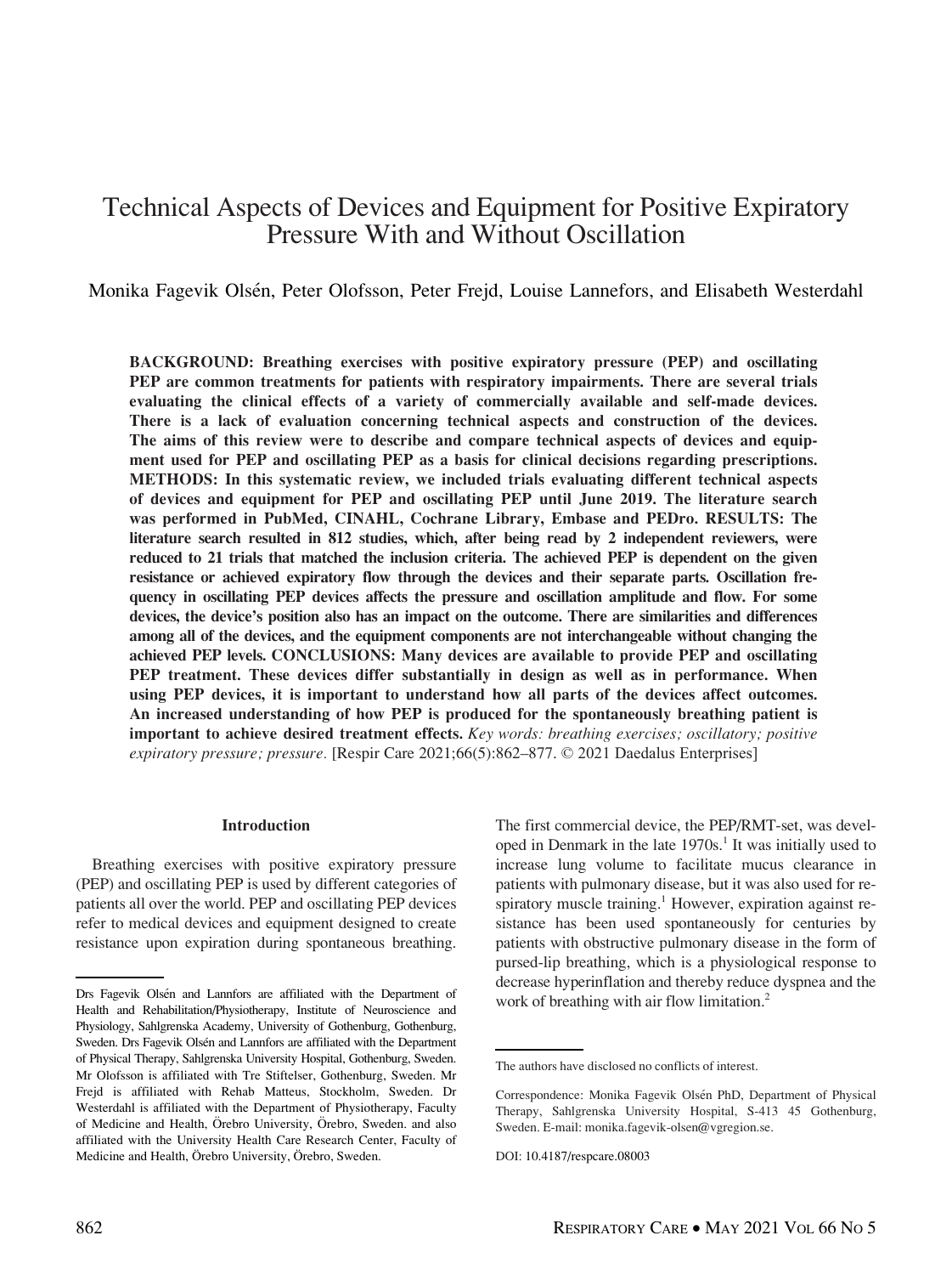# Technical Aspects of Devices and Equipment for Positive Expiratory Pressure With and Without Oscillation

Monika Fagevik Olsén, Peter Olofsson, Peter Frejd, Louise Lannefors, and Elisabeth Westerdahl

**BACKGROUND: Breathing exercises with positive expiratory pressure (PEP) and oscillating PEP are common treatments for patients with respiratory impairments. There are several trials evaluating the clinical effects of a variety of commercially available and self-made devices. There is a lack of evaluation concerning technical aspects and construction of the devices. The aims of this review were to describe and compare technical aspects of devices and equipment used for PEP and oscillating PEP as a basis for clinical decisions regarding prescriptions. METHODS: In this systematic review, we included trials evaluating different technical aspects of devices and equipment for PEP and oscillating PEP until June 2019. The literature search was performed in PubMed, CINAHL, Cochrane Library, Embase and PEDro. RESULTS: The literature search resulted in 812 studies, which, after being read by 2 independent reviewers, were reduced to 21 trials that matched the inclusion criteria. The achieved PEP is dependent on the given resistance or achieved expiratory flow through the devices and their separate parts. Oscillation frequency in oscillating PEP devices affects the pressure and oscillation amplitude and flow. For some devices, the device's position also has an impact on the outcome. There are similarities and differences among all of the devices, and the equipment components are not interchangeable without changing the achieved PEP levels. CONCLUSIONS: Many devices are available to provide PEP and oscillating PEP treatment. These devices differ substantially in design as well as in performance. When using PEP devices, it is important to understand how all parts of the devices affect outcomes. An increased understanding of how PEP is produced for the spontaneously breathing patient is important to achieve desired treatment effects.** *Key words: breathing exercises; oscillatory; positive expiratory pressure; pressure.* [Respir Care 2021;66(5):862–877. © 2021 Daedalus Enterprises]

## Introduction

Breathing exercises with positive expiratory pressure (PEP) and oscillating PEP is used by different categories of patients all over the world. PEP and oscillating PEP devices refer to medical devices and equipment designed to create resistance upon expiration during spontaneous breathing. The first commercial device, the PEP/RMT-set, was developed in Denmark in the late 1970s.[1] It was initially used to increase lung volume to facilitate mucus clearance in patients with pulmonary disease, but it was also used for respiratory muscle training.[1] However, expiration against resistance has been used spontaneously for centuries by patients with obstructive pulmonary disease in the form of pursed-lip breathing, which is a physiological response to decrease hyperinflation and thereby reduce dyspnea and the work of breathing with air flow limitation.[2]

---

Drs Fagevik Olsén and Lannfors are affiliated with the Department of Health and Rehabilitation/Physiotherapy, Institute of Neuroscience and Physiology, Sahlgrenska Academy, University of Gothenburg, Gothenburg, Sweden. Drs Fagevik Olsén and Lannfors are affiliated with the Department of Physical Therapy, Sahlgrenska University Hospital, Gothenburg, Sweden. Mr Olofsson is affiliated with Tre Stiftelser, Gothenburg, Sweden. Mr Frejd is affiliated with Rehab Matteus, Stockholm, Sweden. Dr Westerdahl is affiliated with the Department of Physiotherapy, Faculty of Medicine and Health, Örebro University, Örebro, Sweden. and also affiliated with the University Health Care Research Center, Faculty of Medicine and Health, Örebro University, Örebro, Sweden.

The authors have disclosed no conflicts of interest.

Correspondence: Monika Fagevik Olsén PhD, Department of Physical Therapy, Sahlgrenska University Hospital, S-413 45 Gothenburg, Sweden. E-mail: monika.fagevik-olsen@vgregion.se.

DOI: 10.4187/respcare.08003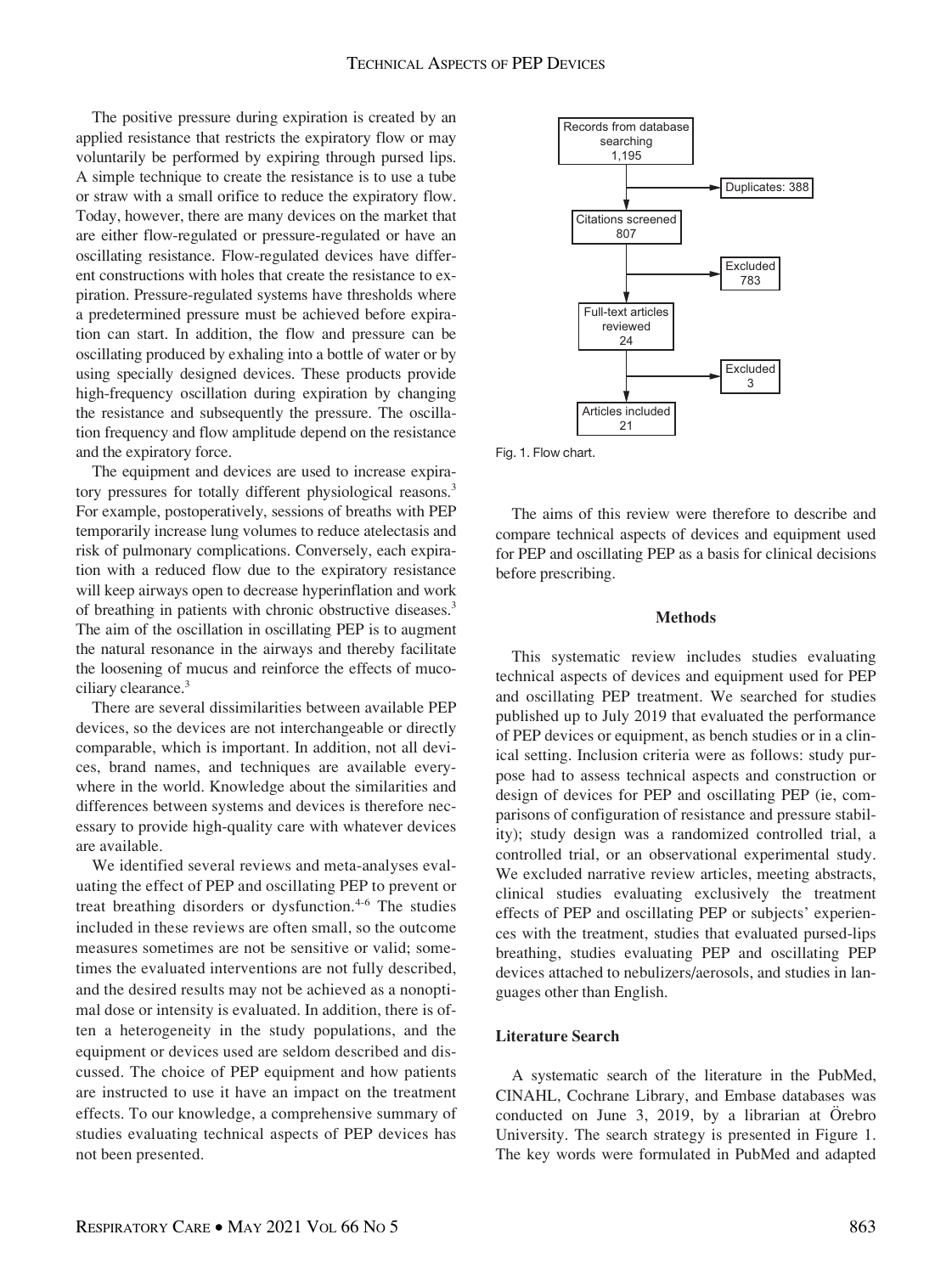The positive pressure during expiration is created by an applied resistance that restricts the expiratory flow or may voluntarily be performed by expiring through pursed lips. A simple technique to create the resistance is to use a tube or straw with a small orifice to reduce the expiratory flow. Today, however, there are many devices on the market that are either flow-regulated or pressure-regulated or have an oscillating resistance. Flow-regulated devices have different constructions with holes that create the resistance to expiration. Pressure-regulated systems have thresholds where a predetermined pressure must be achieved before expiration can start. In addition, the flow and pressure can be oscillating produced by exhaling into a bottle of water or by using specially designed devices. These products provide high-frequency oscillation during expiration by changing the resistance and subsequently the pressure. The oscillation frequency and flow amplitude depend on the resistance and the expiratory force.

The equipment and devices are used to increase expiratory pressures for totally different physiological reasons.[3] For example, postoperatively, sessions of breaths with PEP temporarily increase lung volumes to reduce atelectasis and risk of pulmonary complications. Conversely, each expiration with a reduced flow due to the expiratory resistance will keep airways open to decrease hyperinflation and work of breathing in patients with chronic obstructive diseases.[3] The aim of the oscillation in oscillating PEP is to augment the natural resonance in the airways and thereby facilitate the loosening of mucus and reinforce the effects of mucociliary clearance.[3]

There are several dissimilarities between available PEP devices, so the devices are not interchangeable or directly comparable, which is important. In addition, not all devices, brand names, and techniques are available everywhere in the world. Knowledge about the similarities and differences between systems and devices is therefore necessary to provide high-quality care with whatever devices are available.

We identified several reviews and meta-analyses evaluating the effect of PEP and oscillating PEP to prevent or treat breathing disorders or dysfunction.[4-6] The studies included in these reviews are often small, so the outcome measures sometimes are not be sensitive or valid; sometimes the evaluated interventions are not fully described, and the desired results may not be achieved as a nonoptimal dose or intensity is evaluated. In addition, there is often a heterogeneity in the study populations, and the equipment or devices used are seldom described and discussed. The choice of PEP equipment and how patients are instructed to use it have an impact on the treatment effects. To our knowledge, a comprehensive summary of studies evaluating technical aspects of PEP devices has not been presented.

Records from database searching 1,195 → Duplicates: 388 → Citations screened 807 → Excluded 783 → Full-text articles reviewed 24 → Excluded 3 → Articles included 21

Fig. 1. Flow chart.

The aims of this review were therefore to describe and compare technical aspects of devices and equipment used for PEP and oscillating PEP as a basis for clinical decisions before prescribing.

## Methods

This systematic review includes studies evaluating technical aspects of devices and equipment used for PEP and oscillating PEP treatment. We searched for studies published up to July 2019 that evaluated the performance of PEP devices or equipment, as bench studies or in a clinical setting. Inclusion criteria were as follows: study purpose had to assess technical aspects and construction or design of devices for PEP and oscillating PEP (ie, comparisons of configuration of resistance and pressure stability); study design was a randomized controlled trial, a controlled trial, or an observational experimental study. We excluded narrative review articles, meeting abstracts, clinical studies evaluating exclusively the treatment effects of PEP and oscillating PEP or subjects' experiences with the treatment, studies that evaluated pursed-lips breathing, studies evaluating PEP and oscillating PEP devices attached to nebulizers/aerosols, and studies in languages other than English.

### Literature Search

A systematic search of the literature in the PubMed, CINAHL, Cochrane Library, and Embase databases was conducted on June 3, 2019, by a librarian at Örebro University. The search strategy is presented in Figure 1. The key words were formulated in PubMed and adapted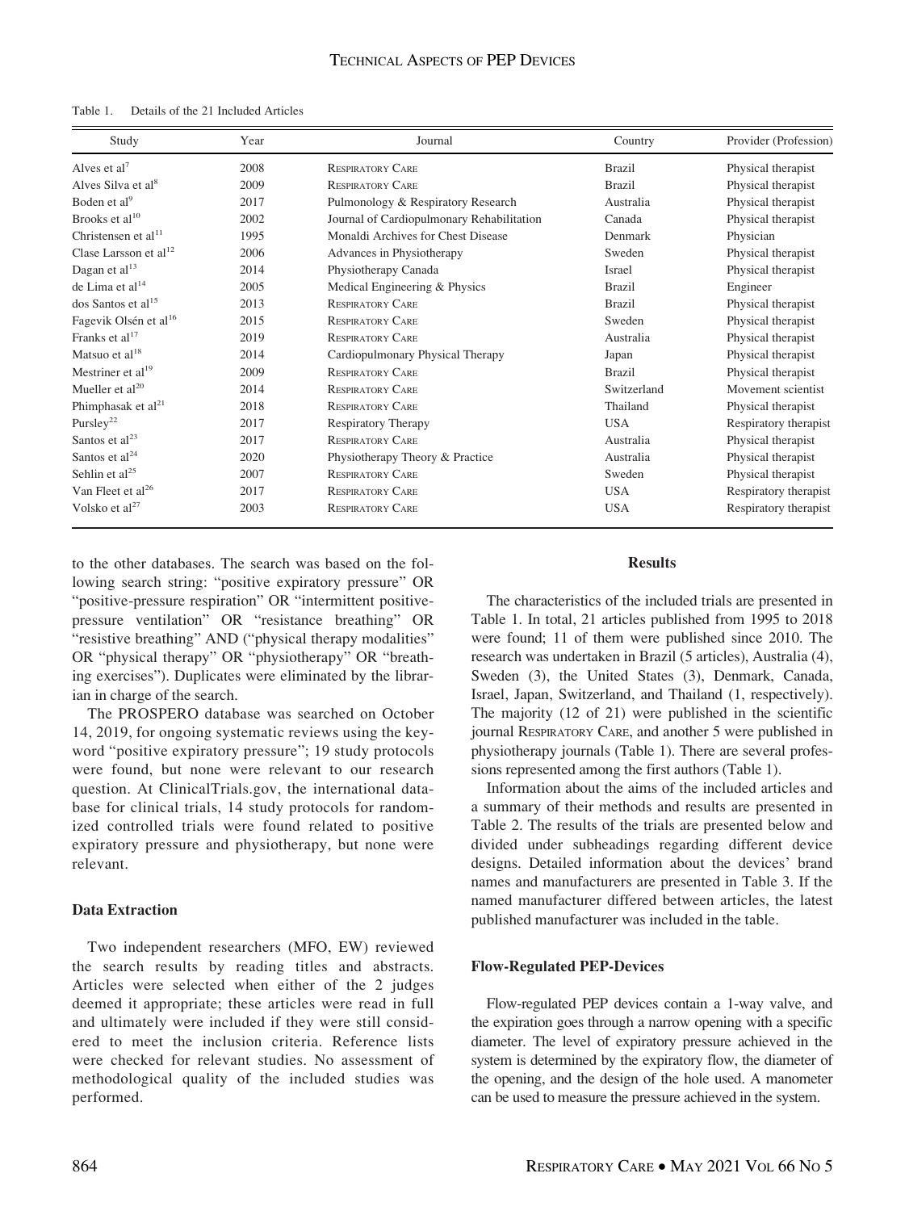Table 1. Details of the 21 Included Articles

| Study | Year | Journal | Country | Provider (Profession) |
|---|---|---|---|---|
| Alves et al[7] | 2008 | Respiratory Care | Brazil | Physical therapist |
| Alves Silva et al[8] | 2009 | Respiratory Care | Brazil | Physical therapist |
| Boden et al[9] | 2017 | Pulmonology & Respiratory Research | Australia | Physical therapist |
| Brooks et al[10] | 2002 | Journal of Cardiopulmonary Rehabilitation | Canada | Physical therapist |
| Christensen et al[11] | 1995 | Monaldi Archives for Chest Disease | Denmark | Physician |
| Clase Larsson et al[12] | 2006 | Advances in Physiotherapy | Sweden | Physical therapist |
| Dagan et al[13] | 2014 | Physiotherapy Canada | Israel | Physical therapist |
| de Lima et al[14] | 2005 | Medical Engineering & Physics | Brazil | Engineer |
| dos Santos et al[15] | 2013 | Respiratory Care | Brazil | Physical therapist |
| Fagevik Olsén et al[16] | 2015 | Respiratory Care | Sweden | Physical therapist |
| Franks et al[17] | 2019 | Respiratory Care | Australia | Physical therapist |
| Matsuo et al[18] | 2014 | Cardiopulmonary Physical Therapy | Japan | Physical therapist |
| Mestriner et al[19] | 2009 | Respiratory Care | Brazil | Physical therapist |
| Mueller et al[20] | 2014 | Respiratory Care | Switzerland | Movement scientist |
| Phimphasak et al[21] | 2018 | Respiratory Care | Thailand | Physical therapist |
| Pursley[22] | 2017 | Respiratory Therapy | USA | Respiratory therapist |
| Santos et al[23] | 2017 | Respiratory Care | Australia | Physical therapist |
| Santos et al[24] | 2020 | Physiotherapy Theory & Practice | Australia | Physical therapist |
| Sehlin et al[25] | 2007 | Respiratory Care | Sweden | Physical therapist |
| Van Fleet et al[26] | 2017 | Respiratory Care | USA | Respiratory therapist |
| Volsko et al[27] | 2003 | Respiratory Care | USA | Respiratory therapist |

to the other databases. The search was based on the following search string: "positive expiratory pressure" OR "positive-pressure respiration" OR "intermittent positive-pressure ventilation" OR "resistance breathing" OR "resistive breathing" AND ("physical therapy modalities" OR "physical therapy" OR "physiotherapy" OR "breathing exercises"). Duplicates were eliminated by the librarian in charge of the search.

The PROSPERO database was searched on October 14, 2019, for ongoing systematic reviews using the keyword "positive expiratory pressure"; 19 study protocols were found, but none were relevant to our research question. At ClinicalTrials.gov, the international database for clinical trials, 14 study protocols for randomized controlled trials were found related to positive expiratory pressure and physiotherapy, but none were relevant.

### Data Extraction

Two independent researchers (MFO, EW) reviewed the search results by reading titles and abstracts. Articles were selected when either of the 2 judges deemed it appropriate; these articles were read in full and ultimately were included if they were still considered to meet the inclusion criteria. Reference lists were checked for relevant studies. No assessment of methodological quality of the included studies was performed.

## Results

The characteristics of the included trials are presented in Table 1. In total, 21 articles published from 1995 to 2018 were found; 11 of them were published since 2010. The research was undertaken in Brazil (5 articles), Australia (4), Sweden (3), the United States (3), Denmark, Canada, Israel, Japan, Switzerland, and Thailand (1, respectively). The majority (12 of 21) were published in the scientific journal Respiratory Care, and another 5 were published in physiotherapy journals (Table 1). There are several professions represented among the first authors (Table 1).

Information about the aims of the included articles and a summary of their methods and results are presented in Table 2. The results of the trials are presented below and divided under subheadings regarding different device designs. Detailed information about the devices' brand names and manufacturers are presented in Table 3. If the named manufacturer differed between articles, the latest published manufacturer was included in the table.

### Flow-Regulated PEP-Devices

Flow-regulated PEP devices contain a 1-way valve, and the expiration goes through a narrow opening with a specific diameter. The level of expiratory pressure achieved in the system is determined by the expiratory flow, the diameter of the opening, and the design of the hole used. A manometer can be used to measure the pressure achieved in the system.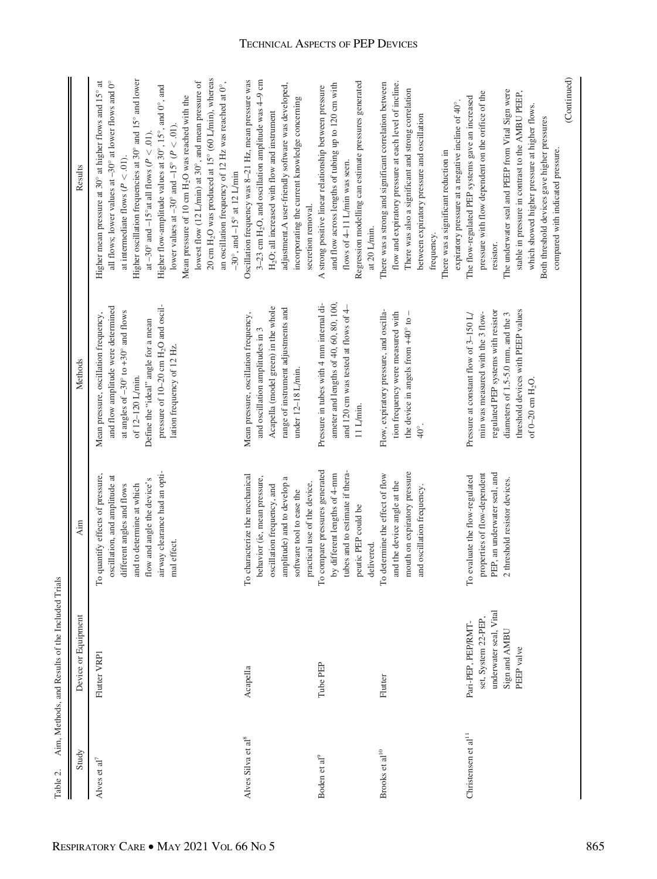Table 2. Aim, Methods, and Results of the Included Trials

| Study | Device or Equipment | Aim | Methods | Results |
| --- | --- | --- | --- | --- |
| Alves et al[7] | Flutter VRP1 | To quantify effects of pressure, oscillation, and amplitude at different angles and flows and to determine at which flow and angle the device's airway clearance had an optimal effect. | Mean pressure, oscillation frequency, and flow amplitude were determined at angles of –30° to +30° and flows of 12–120 L/min. Define the "ideal" angle for a mean pressure of 10–20 cm $H_2O$ and oscillation frequency of 12 Hz. | Higher mean pressure at 30° at higher flows and 15° at all flows; lower values at –30° at lower flows and 0° at intermediate flows ($P < .01$). Higher oscillation frequencies at 30° and 15° and lower at –30° and –15° at all flows ($P < .01$). Higher flow-amplitude values at 30°, 15°, and 0°, and lower values at –30° and –15° ($P < .01$). Mean pressure of 10 cm $H_2O$ was reached with the lowest flow (12 L/min) at 30°, and mean pressure of 20 cm $H_2O$ was produced at 15° (60 L/min), whereas an oscillation frequency of 12 Hz was reached at 0°, –30°, and –15° at 12 L/min |
| Alves Silva et al[8] | Acapella | To characterize the mechanical behavior (ie, mean pressure, oscillation frequency, and amplitude) and to develop a software tool to ease the practical use of the device. | Mean pressure, oscillation frequency, and oscillation amplitudes in 3 Acapella (model green) in the whole range of instrument adjustments and under 12–18 L/min. | Oscillation frequency was 8–21 Hz, mean pressure was 3–23 cm $H_2O$, and oscillation amplitude was 4–9 cm $H_2O$; all increased with flow and instrument adjustment.A user-friendly software was developed, incorporating the current knowledge concerning secretion removal. |
| Boden et al[9] | Tube PEP | To compare pressures generated by different lengths of 4-mm tubes and to estimate if therapeutic PEP could be delivered. | Pressure in tubes with 4 mm internal diameter and lengths of 40, 60, 80, 100, and 120 cm was tested at flows of 4–11 L/min. | A strong positive linear relationship between pressure and flow across lengths of tubing up to 120 cm with flows of 4–11 L/min was seen. Regression modelling can estimate pressures generated at 20 L/min. |
| Brooks et al[10] | Flutter | To determine the effect of flow and the device angle at the mouth on expiratory pressure and oscillation frequency. | Flow, expiratory pressure, and oscillation frequency were measured with the device in angles from +40° to –40°. | There was a strong and significant correlation between flow and expiratory pressure at each level of incline. There was also a significant and strong correlation between expiratory pressure and oscillation frequency. There was a significant reduction in expiratory pressure at a negative incline of 40°. |
| Christensen et al[11] | Pari-PEP, PEP/RMT-set, System 22-PEP, underwater seal, Vital Sign and AMBU PEEP valve | To evaluate the flow-regulated properties of flow-dependent PEP, an underwater seal, and 2 threshold resistor devices. | Pressure at constant flow of 3–150 L/min was measured with the 3 flow-regulated PEP systems with resistor diameters of 1.5-5.0 mm, and the 3 threshold devices with PEEP values of 0–20 cm $H_2O$. | The flow-regulated PEP systems gave an increased pressure with flow dependent on the orifice of the resistor. The underwater seal and PEEP from Vital Sign were stable in pressure in contrast to the AMBU PEEP, which showed higher pressure at higher flows. Both threshold devices gave higher pressures compared with indicated pressure. |

(Continued)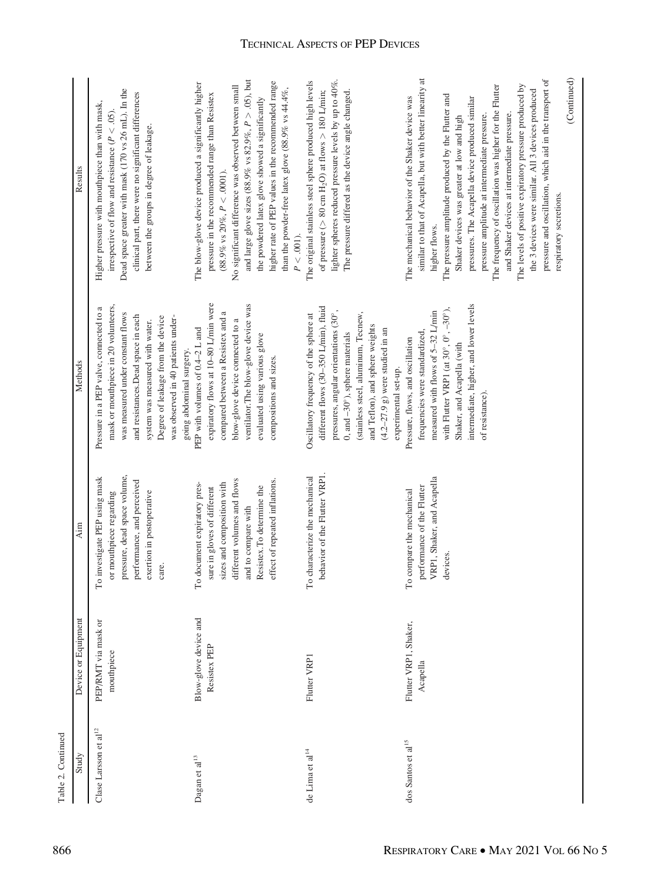Table 2. Continued

| Study | Device or Equipment | Aim | Methods | Results |
| --- | --- | --- | --- | --- |
| Clase Larsson et al[12] | PEP/RMT via mask or mouthpiece | To investigate PEP using mask or mouthpiece regarding pressure, dead space volume, performance, and perceived exertion in postoperative care. | Pressure in a PEP valve, connected to a mask or mouthpiece in 20 volunteers, was measured under constant flows and resistances.Dead space in each system was measured with water. Degree of leakage from the device was observed in 40 patients undergoing abdominal surgery. | Higher pressure with mouthpiece than with mask, irrespective of flow and resistance ($P < .05$). Dead space greater with mask (170 vs 26 mL). In the clinical part, there were no significant differences between the groups in degree of leakage. |
| Dagan et al[13] | Blow-glove device and Resistex PEP | To document expiratory pressure in gloves of different sizes and composition with different volumes and flows and to compare with Resistex.To determine the effect of repeated inflations. | PEP with volumes of 0.4–2 L and expiratory flows at 10–80 L/min were compared between a Resistex and a blow-glove device connected to a ventilator.The blow-glove device was evaluated using various glove compositions and sizes. | The blow-glove device produced a significantly higher pressure in the recommended range than Resistex (88.9% vs 20%, $P < .0001$). No significant difference was observed between small and large glove sizes (88.9% vs 82.9%, $P > .05$), but the powdered latex glove showed a significantly higher rate of PEP values in the recommended range than the powder-free latex glove (88.9% vs 44.4%, $P < .001$). |
| de Lima et al[14] | Flutter VRP1 | To characterize the mechanical behavior of the Flutter VRP1. | Oscillatory frequency of the sphere at different flows (30–350 L/min), fluid pressures, angular orientations (30°, 0, and −30°), sphere materials (stainless steel, aluminum, Tecnew, and Teflon), and sphere weights (4.2–27.9 g) were studied in an experimental set-up. | The original stainless steel sphere produced high levels of pressure (> 80 cm $H_2O$) at flows > 180 L/min; lighter spheres reduced pressure levels by up to 40%. The pressure differed as the device angle changed. |
| dos Santos et al[15] | Flutter VRP1, Shaker, Acapella | To compare the mechanical performance of the Flutter VRP1, Shaker, and Acapella devices. | Pressure, flows, and oscillation frequencies were standardized, measured with flows of 5–32 L/min with Flutter VRP1 (at 30°, 0°, −30°), Shaker, and Acapella (with intermediate, higher, and lower levels of resistance). | The mechanical behavior of the Shaker device was similar to that of Acapella, but with better linearity at higher flows. The pressure amplitude produced by the Flutter and Shaker devices was greater at low and high pressures. The Acapella device produced similar pressure amplitude at intermediate pressure. The frequency of oscillation was higher for the Flutter and Shaker devices at intermediate pressure. The levels of positive expiratory pressure produced by the 3 devices were similar. All 3 devices produced pressure and oscillation, which aid in the transport of respiratory secretions. |

(Continued)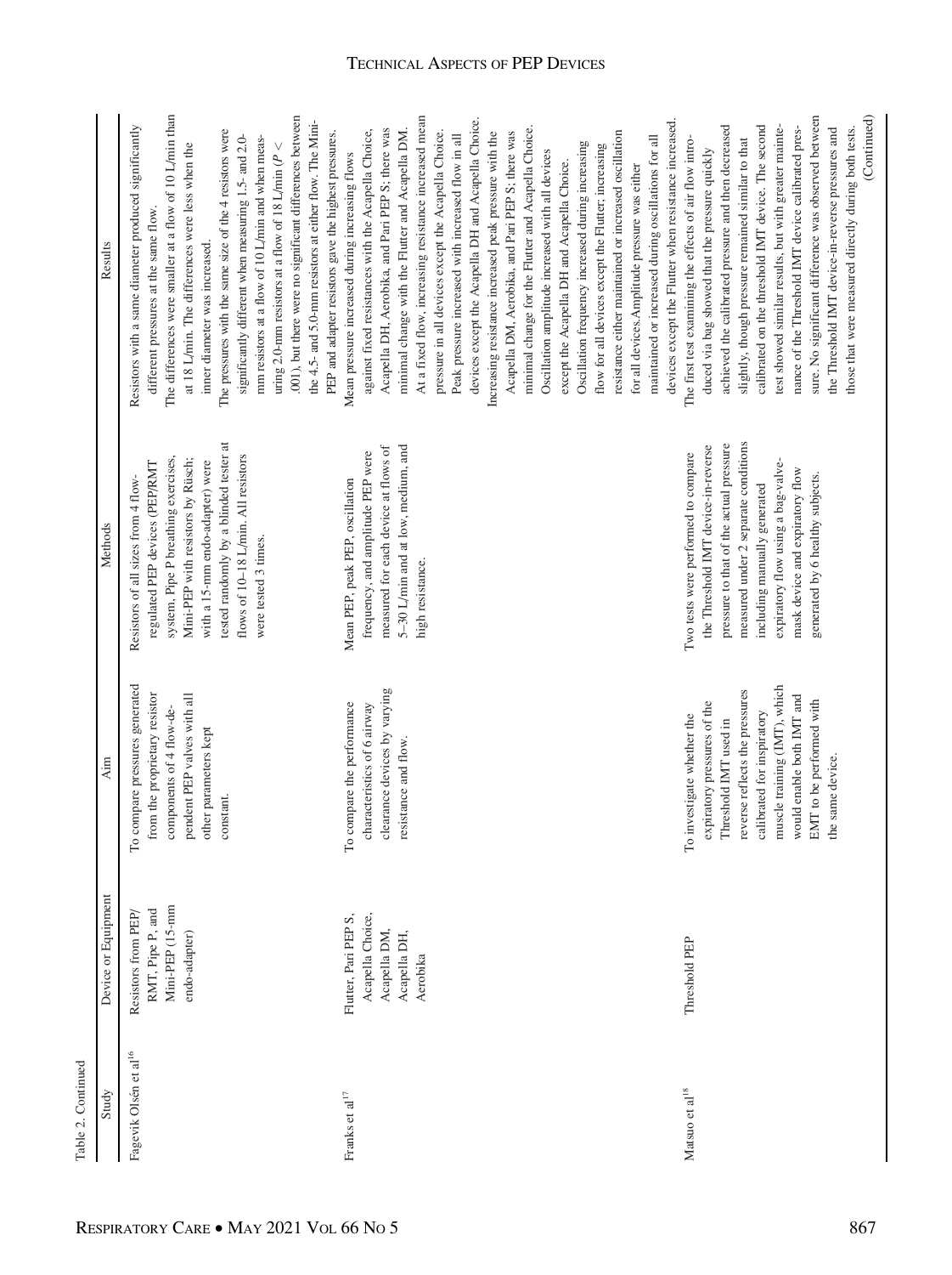Table 2. Continued

| Study | Device or Equipment | Aim | Methods | Results |
|---|---|---|---|---|
| Fagevik Olsén et al[16] | Resistors from PEP/RMT, Pipe P, and Mini-PEP (15-mm endo-adapter) | To compare pressures generated from the proprietary resistor components of 4 flow-dependent PEP valves with all other parameters kept constant. | Resistors of all sizes from 4 flow-regulated PEP devices (PEP/RMT system, Pipe P breathing exercises, Mini-PEP with resistors by Rüsch; with a 15-mm endo-adapter) were tested randomly by a blinded tester at flows of 10–18 L/min. All resistors were tested 3 times. | Resistors with a same diameter produced significantly different pressures at the same flow. The differences were smaller at a flow of 10 L/min than at 18 L/min. The differences were less when the inner diameter was increased. The pressures with the same size of the 4 resistors were significantly different when measuring 1.5- and 2.0-mm resistors at a flow of 10 L/min and when measuring 2.0-mm resistors at a flow of 18 L/min ($P < .001$), but there were no significant differences between the 4.5- and 5.0-mm resistors at either flow. The Mini-PEP and adapter resistors gave the highest pressures. |
| Franks et al[17] | Flutter, Pari PEP S, Acapella Choice, Acapella DM, Acapella DH, Aerobika | To compare the performance characteristics of 6 airway clearance devices by varying resistance and flow. | Mean PEP, peak PEP, oscillation frequency, and amplitude PEP were measured for each device at flows of 5–30 L/min and at low, medium, and high resistance. | Mean pressure increased during increasing flows against fixed resistances with the Acapella Choice, Acapella DH, Aerobika, and Pari PEP S; there was minimal change with the Flutter and Acapella DM. At a fixed flow, increasing resistance increased mean pressure in all devices except the Acapella Choice. Peak pressure increased with increased flow in all devices except the Acapella DH and Acapella Choice. Increasing resistance increased peak pressure with the Acapella DM, Aerobika, and Pari PEP S; there was minimal change for the Flutter and Acapella Choice. Oscillation amplitude increased with all devices except the Acapella DH and Acapella Choice. Oscillation frequency increased during increasing flow for all devices except the Flutter; increasing resistance either maintained or increased oscillation for all devices.Amplitude pressure was either maintained or increased during oscillations for all devices except the Flutter when resistance increased. |
| Matsuo et al[18] | Threshold PEP | To investigate whether the expiratory pressures of the Threshold IMT used in reverse reflects the pressures calibrated for inspiratory muscle training (IMT), which would enable both IMT and EMT to be performed with the same device. | Two tests were performed to compare the Threshold IMT device-in-reverse pressure to that of the actual pressure measured under 2 separate conditions including manually generated expiratory flow using a bag-valve-mask device and expiratory flow generated by 6 healthy subjects. | The first test examining the effects of air flow introduced via bag showed that the pressure quickly achieved the calibrated pressure and then decreased slightly, though pressure remained similar to that calibrated on the threshold IMT device. The second test showed similar results, but with greater maintenance of the Threshold IMT device calibrated pressure. No significant difference was observed between the Threshold IMT device-in-reverse pressures and those that were measured directly during both tests. |

(Continued)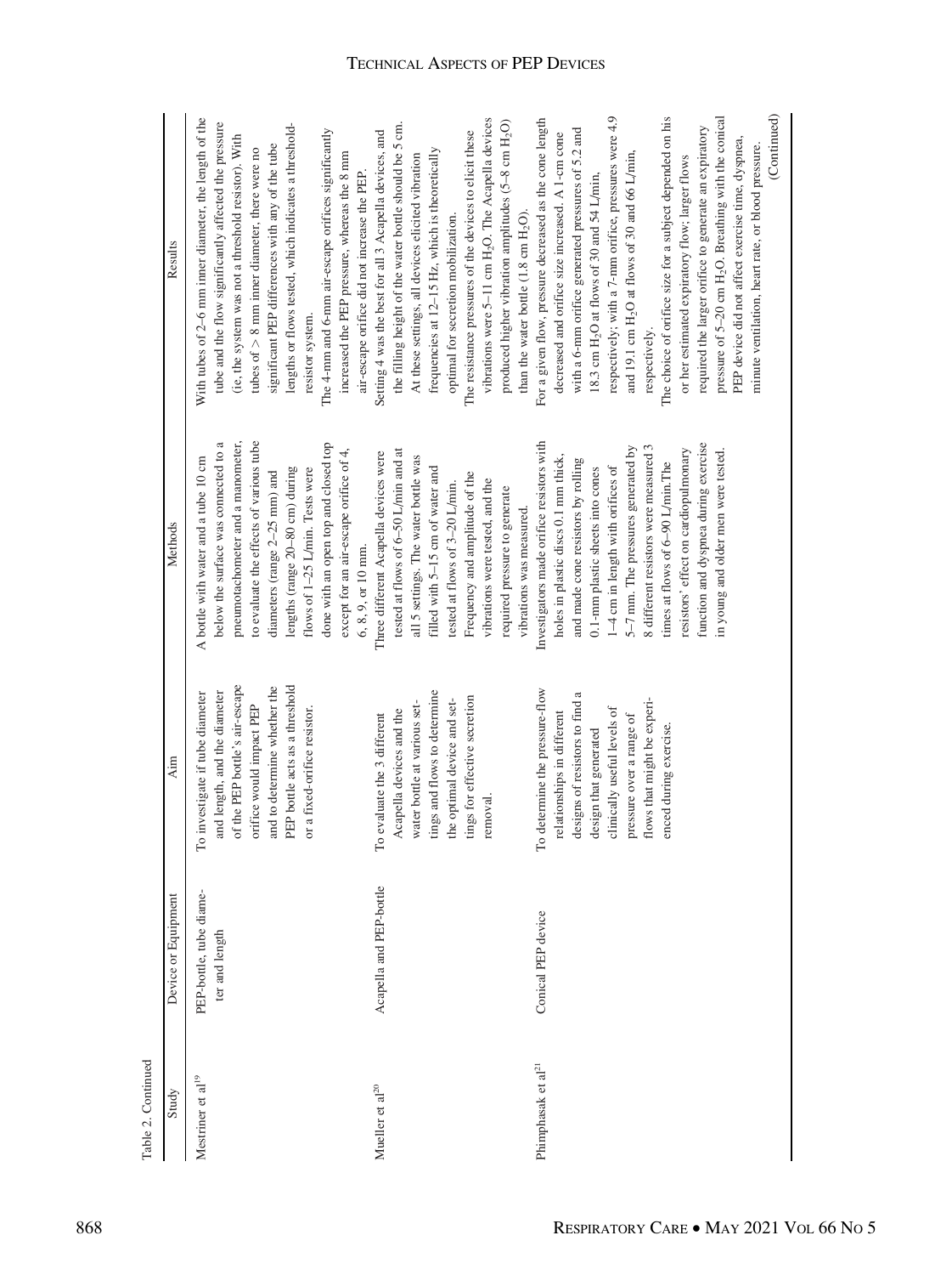Table 2. Continued

| Study | Device or Equipment | Aim | Methods | Results |
|---|---|---|---|---|
| Mestriner et al[19] | PEP-bottle, tube diameter and length | To investigate if tube diameter and length, and the diameter of the PEP bottle's air-escape orifice would impact PEP and to determine whether the PEP bottle acts as a threshold or a fixed-orifice resistor. | A bottle with water and a tube 10 cm below the surface was connected to a pneumotachometer and a manometer, to evaluate the effects of various tube diameters (range 2–25 mm) and lengths (range 20–80 cm) during flows of 1–25 L/min. Tests were done with an open top and closed top except for an air-escape orifice of 4, 6, 8, 9, or 10 mm. | With tubes of 2–6 mm inner diameter, the length of the tube and the flow significantly affected the pressure (ie, the system was not a threshold resistor). With tubes of > 8 mm inner diameter, there were no significant PEP differences with any of the tube lengths or flows tested, which indicates a threshold-resistor system. The 4-mm and 6-mm air-escape orifices significantly increased the PEP pressure, whereas the 8 mm air-escape orifice did not increase the PEP. |
| Mueller et al[20] | Acapella and PEP-bottle | To evaluate the 3 different Acapella devices and the water bottle at various settings and flows to determine the optimal device and settings for effective secretion removal. | Three different Acapella devices were tested at flows of 6–50 L/min and at all 5 settings. The water bottle was filled with 5–15 cm of water and tested at flows of 3–20 L/min. Frequency and amplitude of the vibrations were tested, and the required pressure to generate vibrations was measured. | Setting 4 was the best for all 3 Acapella devices, and the filling height of the water bottle should be 5 cm. At these settings, all devices elicited vibration frequencies at 12–15 Hz, which is theoretically optimal for secretion mobilization. The resistance pressures of the devices to elicit these vibrations were 5–11 cm $H_2O$. The Acapella devices produced higher vibration amplitudes (5–8 cm $H_2O$) than the water bottle (1.8 cm $H_2O$). |
| Phimphasak et al[21] | Conical PEP device | To determine the pressure-flow relationships in different designs of resistors to find a design that generated clinically useful levels of pressure over a range of flows that might be experienced during exercise. | Investigators made orifice resistors with holes in plastic discs 0.1 mm thick, and made cone resistors by rolling 0.1-mm plastic sheets into cones 1–4 cm in length with orifices of 5–7 mm. The pressures generated by 8 different resistors were measured 3 times at flows of 6–90 L/min. The resistors' effect on cardiopulmonary function and dyspnea during exercise in young and older men were tested. | For a given flow, pressure decreased as the cone length decreased and orifice size increased. A 1-cm cone with a 6-mm orifice generated pressures of 5.2 and 18.3 cm $H_2O$ at flows of 30 and 54 L/min, respectively; with a 7-mm orifice, pressures were 4.9 and 19.1 cm $H_2O$ at flows of 30 and 66 L/min, respectively. The choice of orifice size for a subject depended on his or her estimated expiratory flow; larger flows required the larger orifice to generate an expiratory pressure of 5–20 cm $H_2O$. Breathing with the conical PEP device did not affect exercise time, dyspnea, minute ventilation, heart rate, or blood pressure. |

(Continued)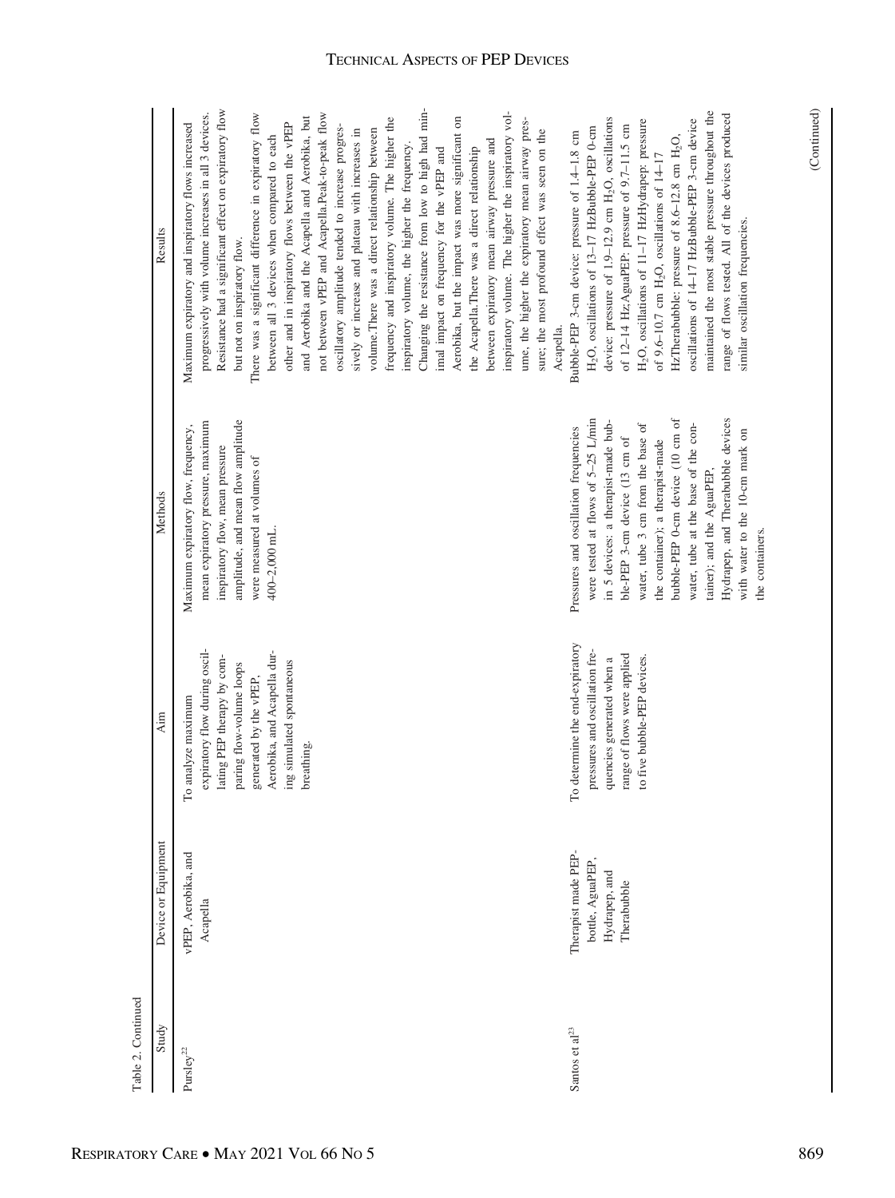Table 2. Continued

| Study | Device or Equipment | Aim | Methods | Results |
|---|---|---|---|---|
| Pursley[22] | vPEP, Aerobika, and Acapella | To analyze maximum expiratory flow during oscillating PEP therapy by comparing flow-volume loops generated by the vPEP, Aerobika, and Acapella during simulated spontaneous breathing. | Maximum expiratory flow, frequency, mean expiratory pressure, maximum inspiratory flow, mean pressure amplitude, and mean flow amplitude were measured at volumes of 400–2,000 mL. | Maximum expiratory and inspiratory flows increased progressively with volume increases in all 3 devices. Resistance had a significant effect on expiratory flow but not on inspiratory flow. There was a significant difference in expiratory flow between all 3 devices when compared to each other and in inspiratory flows between the vPEP and Aerobika and the Acapella and Aerobika, but not between vPEP and Acapella.Peak-to-peak flow oscillatory amplitude tended to increase progressively or increase and plateau with increases in volume.There was a direct relationship between frequency and inspiratory volume. The higher the inspiratory volume, the higher the frequency. Changing the resistance from low to high had minimal impact on frequency for the vPEP and Aerobika, but the impact was more significant on the Acapella.There was a direct relationship between expiratory mean airway pressure and inspiratory volume. The higher the inspiratory volume, the higher the expiratory mean airway pressure; the most profound effect was seen on the Acapella. |
| Santos et al[23] | Therapist made PEP-bottle, AguaPEP, Hydrapep, and Therabubble | To determine the end-expiratory pressures and oscillation frequencies generated when a range of flows were applied to five bubble-PEP devices. | Pressures and oscillation frequencies were tested at flows of 5–25 L/min in 5 devices: a therapist-made bubble-PEP 3-cm device (13 cm of water, tube 3 cm from the base of the container); a therapist-made bubble-PEP 0-cm device (10 cm of water, tube at the base of the container); and the AguaPEP, Hydrapep, and Therabubble devices with water to the 10-cm mark on the containers. | Bubble-PEP 3-cm device: pressure of 1.4–1.8 cm $H_2O$, oscillations of 13–17 HzBubble-PEP 0-cm device: pressure of 1.9–12.9 cm $H_2O$, oscillations of 12–14 Hz;AguaPEP: pressure of 9.7–11.5 cm $H_2O$, oscillations of 11–17 HzHydrapep: pressure of 9.6–10.7 cm $H_2O$, oscillations of 14–17 HzTherabubble: pressure of 8.6–12.8 cm $H_2O$, oscillations of 14–17 HzBubble-PEP 3-cm device maintained the most stable pressure throughout the range of flows tested. All of the devices produced similar oscillation frequencies. |

(Continued)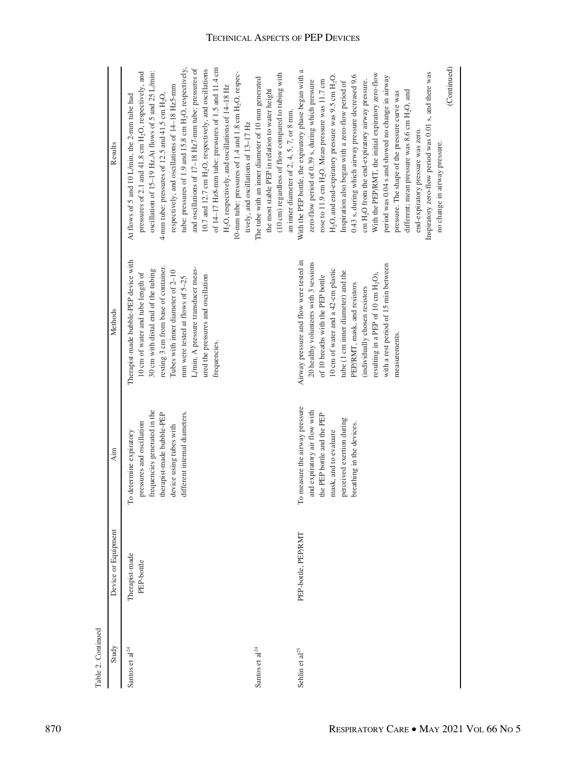Table 2. Continued

| Study | Device or Equipment | Aim | Methods | Results |
|---|---|---|---|---|
| Santos et al[24] | Therapist-made PEP-bottle | To determine expiratory pressures and oscillation frequencies generated in the therapist-made bubble-PEP device using tubes with different internal diameters. | Therapist-made bubble-PEP device with 10 cm of water and tube length of 30 cm with distal end of the tubing resting 3 cm from base of container. Tubes with inner diameter of 2–10 mm were tested at flows of 5–25 L/min. A pressure transducer measured the pressures and oscillation frequencies. | At flows of 5 and 10 L/min, the 2-mm tube had pressures of 2.1 and 41.8 cm $H_2O$, respectively, and oscillation of 15–19 Hz.At flows of 5 and 25 L/min: 4-mm tube: pressures of 12.5 and 41.5 cm $H_2O$, respectively, and oscillations of 14–18 Hz5-mm tube: pressures of 1.9 and 15.8 cm $H_2O$, respectively, and oscillations of 17–18 Hz7-mm tube: pressures of 10.7 and 12.7 cm $H_2O$, respectively, and oscillations of 14–17 Hz8-mm tube: pressures of 1.5 and 11.4 cm $H_2O$, respectively, and oscillations of 14–18 Hz 10-mm tube: pressures of 1.4 and 1.8 cm $H_2O$, respectively, and oscillations of 13–17 Hz |
| Santos et al[24] | | | | The tube with an inner diameter of 10 mm generated the most stable PEP in relation to water height (10 cm) regardless of flow compared to tubing with an inner diameter of 2, 4, 5, 7, or 8 mm. |
| Sehlin et al[25] | PEP-bottle, PEP/RMT | To measure the airway pressure and expiratory air flow with the PEP bottle and the PEP mask, and to evaluate perceived exertion during breathing in the devices. | Airway pressure and flow were tested in 20 healthy volunteers with 3 sessions of 10 breaths with the PEP bottle 10 cm of water and a 42-cm plastic tube (1 cm inner diameter) and the PEP/RMT, mask, and resistors (individually chosen resistors resulting in a PEP of 10 cm $H_2O$), with a rest period of 15 min between measurements. | With the PEP bottle, the expiratory phase began with a zero-flow period of 0.39 s, during which pressure rose to 11.9 cm $H_2O$. Mean pressure was 11.7 cm $H_2O$, and end-expiratory pressure was 9.5 cm $H_2O$. Inspiration also began with a zero-flow period of 0.43 s, during which airway pressure decreased 9.6 cm $H_2O$ from the end-expiratory airway pressure. With the PEP/RMT, the initial expiratory zero-flow period was 0.04 s and showed no change in airway pressure. The shape of the pressure curve was different; mean pressure was 8.6 cm $H_2O$, and end-expiratory pressure was zero. Inspiratory zero-flow period was 0.01 s, and there was no change in airway pressure. |

(Continued)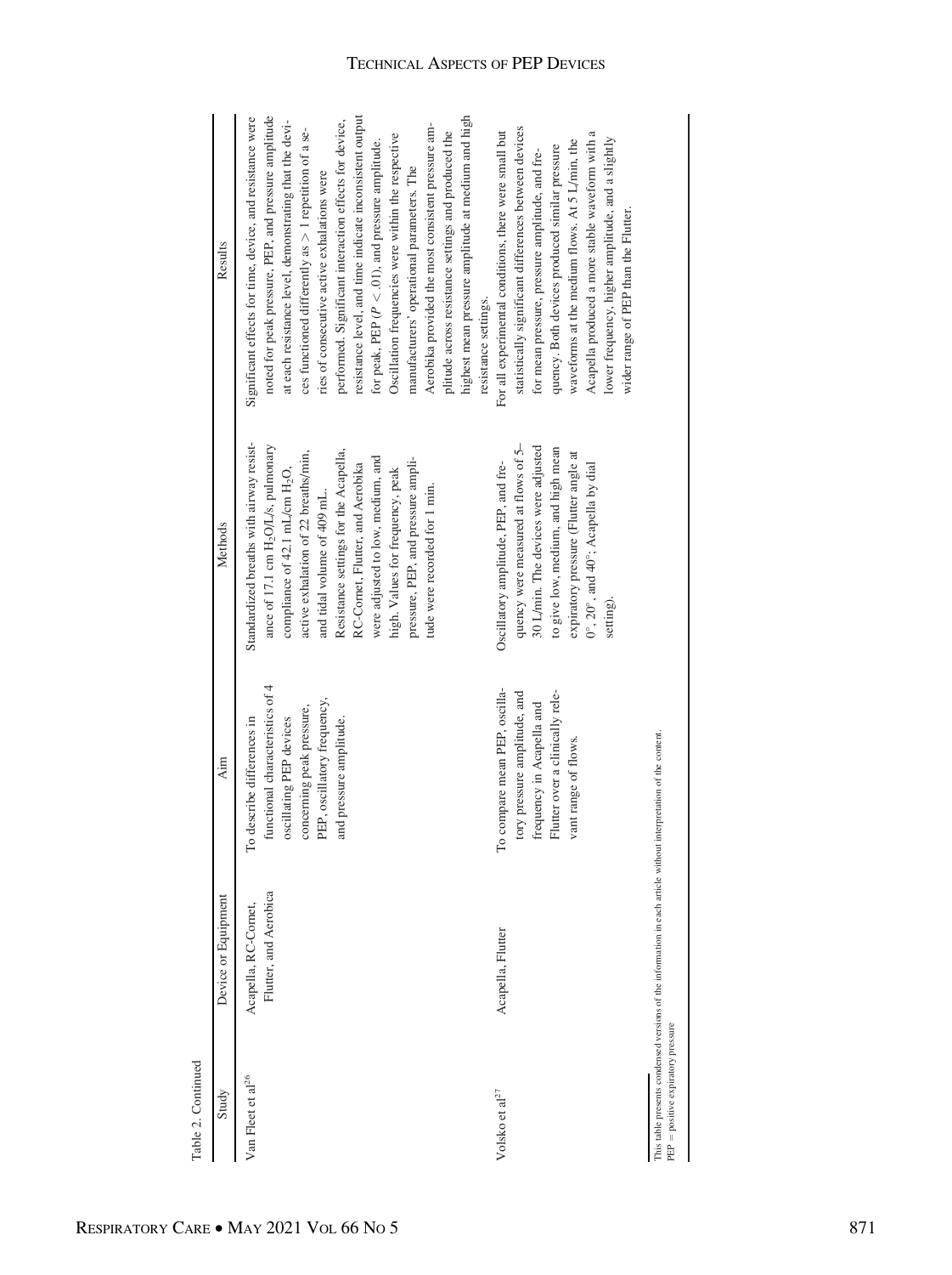Table 2. Continued

| Study | Device or Equipment | Aim | Methods | Results |
|---|---|---|---|---|
| Van Fleet et al[26] | Acapella, RC-Cornet, Flutter, and Aerobika | To describe differences in functional characteristics of 4 oscillating PEP devices concerning peak pressure, PEP, oscillatory frequency, and pressure amplitude. | Standardized breaths with airway resistance of 17.1 cm $H_2O$/L/s, pulmonary compliance of 42.1 mL/cm $H_2O$, active exhalation of 22 breaths/min, and tidal volume of 409 mL. Resistance settings for the Acapella, RC-Cornet, Flutter, and Aerobika were adjusted to low, medium, and high. Values for frequency, peak pressure, PEP, and pressure amplitude were recorded for 1 min. | Significant effects for time, device, and resistance were noted for peak pressure, PEP, and pressure amplitude at each resistance level, demonstrating that the devices functioned differently as > 1 repetition of a series of consecutive active exhalations were performed. Significant interaction effects for device, resistance level, and time indicate inconsistent output for peak, PEP ($P < .01$), and pressure amplitude. Oscillation frequencies were within the respective manufacturers' operational parameters. The Aerobika provided the most consistent pressure amplitude across resistance settings and produced the highest mean pressure amplitude at medium and high resistance settings. |
| Volsko et al[27] | Acapella, Flutter | To compare mean PEP, oscillatory pressure amplitude, and frequency in Acapella and Flutter over a clinically relevant range of flows. | Oscillatory amplitude, PEP, and frequency were measured at flows of 5–30 L/min. The devices were adjusted to give low, medium, and high mean expiratory pressure (Flutter angle at 0°, 20°, and 40°; Acapella by dial setting). | For all experimental conditions, there were small but statistically significant differences between devices for mean pressure, pressure amplitude, and frequency. Both devices produced similar pressure waveforms at the medium flows. At 5 L/min, the Acapella produced a more stable waveform with a lower frequency, higher amplitude, and a slightly wider range of PEP than the Flutter. |

This table presents condensed versions of the information in each article without interpretation of the content.
PEP = positive expiratory pressure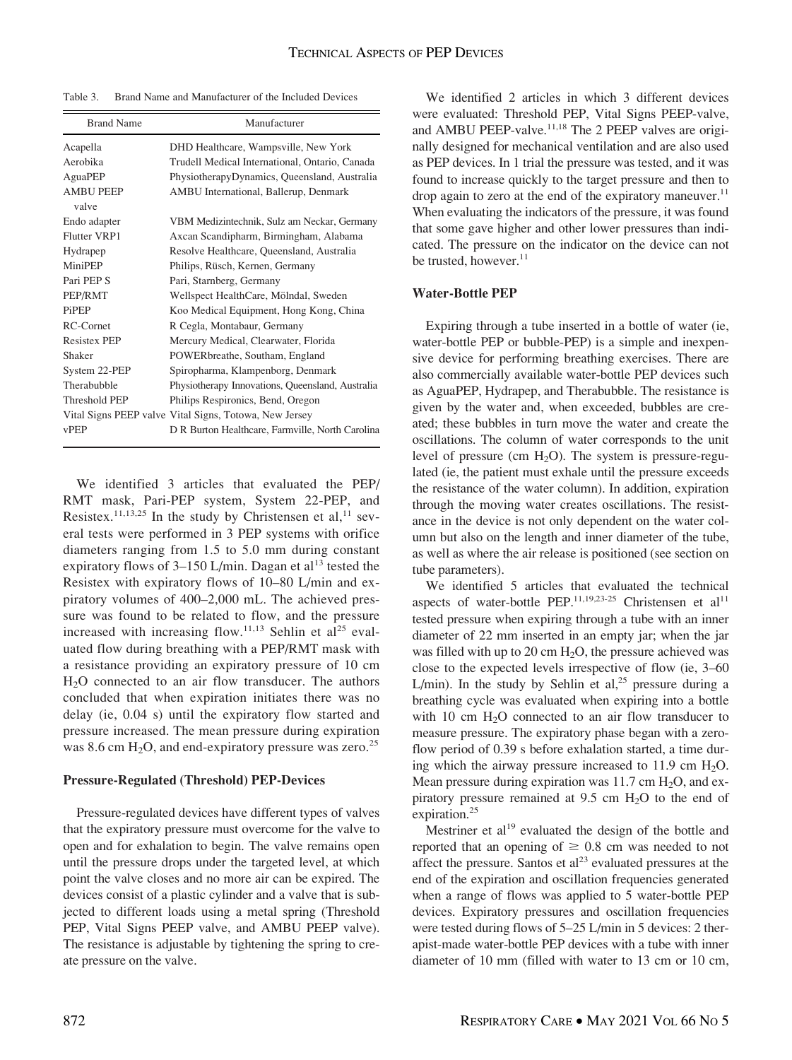Table 3. Brand Name and Manufacturer of the Included Devices

| Brand Name | Manufacturer |
|---|---|
| Acapella | DHD Healthcare, Wampsville, New York |
| Aerobika | Trudell Medical International, Ontario, Canada |
| AguaPEP | PhysiotherapyDynamics, Queensland, Australia |
| AMBU PEEP valve | AMBU International, Ballerup, Denmark |
| Endo adapter | VBM Medizintechnik, Sulz am Neckar, Germany |
| Flutter VRP1 | Axcan Scandipharm, Birmingham, Alabama |
| Hydrapep | Resolve Healthcare, Queensland, Australia |
| MiniPEP | Philips, Rüsch, Kernen, Germany |
| Pari PEP S | Pari, Starnberg, Germany |
| PEP/RMT | Wellspect HealthCare, Mölndal, Sweden |
| PiPEP | Koo Medical Equipment, Hong Kong, China |
| RC-Cornet | R Cegla, Montabaur, Germany |
| Resistex PEP | Mercury Medical, Clearwater, Florida |
| Shaker | POWERbreathe, Southam, England |
| System 22-PEP | Spiropharma, Klampenborg, Denmark |
| Therabubble | Physiotherapy Innovations, Queensland, Australia |
| Threshold PEP | Philips Respironics, Bend, Oregon |
| Vital Signs PEEP valve | Vital Signs, Totowa, New Jersey |
| vPEP | D R Burton Healthcare, Farmville, North Carolina |

We identified 3 articles that evaluated the PEP/RMT mask, Pari-PEP system, System 22-PEP, and Resistex.[11,13,25] In the study by Christensen et al,[11] several tests were performed in 3 PEP systems with orifice diameters ranging from 1.5 to 5.0 mm during constant expiratory flows of 3–150 L/min. Dagan et al[13] tested the Resistex with expiratory flows of 10–80 L/min and expiratory volumes of 400–2,000 mL. The achieved pressure was found to be related to flow, and the pressure increased with increasing flow.[11,13] Sehlin et al[25] evaluated flow during breathing with a PEP/RMT mask with a resistance providing an expiratory pressure of 10 cm $H_2O$ connected to an air flow transducer. The authors concluded that when expiration initiates there was no delay (ie, 0.04 s) until the expiratory flow started and pressure increased. The mean pressure during expiration was 8.6 cm $H_2O$, and end-expiratory pressure was zero.[25]

### Pressure-Regulated (Threshold) PEP-Devices

Pressure-regulated devices have different types of valves that the expiratory pressure must overcome for the valve to open and for exhalation to begin. The valve remains open until the pressure drops under the targeted level, at which point the valve closes and no more air can be expired. The devices consist of a plastic cylinder and a valve that is subjected to different loads using a metal spring (Threshold PEP, Vital Signs PEEP valve, and AMBU PEEP valve). The resistance is adjustable by tightening the spring to create pressure on the valve.

We identified 2 articles in which 3 different devices were evaluated: Threshold PEP, Vital Signs PEEP-valve, and AMBU PEEP-valve.[11,18] The 2 PEEP valves are originally designed for mechanical ventilation and are also used as PEP devices. In 1 trial the pressure was tested, and it was found to increase quickly to the target pressure and then to drop again to zero at the end of the expiratory maneuver.[11] When evaluating the indicators of the pressure, it was found that some gave higher and other lower pressures than indicated. The pressure on the indicator on the device can not be trusted, however.[11]

### Water-Bottle PEP

Expiring through a tube inserted in a bottle of water (ie, water-bottle PEP or bubble-PEP) is a simple and inexpensive device for performing breathing exercises. There are also commercially available water-bottle PEP devices such as AguaPEP, Hydrapep, and Therabubble. The resistance is given by the water and, when exceeded, bubbles are created; these bubbles in turn move the water and create the oscillations. The column of water corresponds to the unit level of pressure (cm $H_2O$). The system is pressure-regulated (ie, the patient must exhale until the pressure exceeds the resistance of the water column). In addition, expiration through the moving water creates oscillations. The resistance in the device is not only dependent on the water column but also on the length and inner diameter of the tube, as well as where the air release is positioned (see section on tube parameters).

We identified 5 articles that evaluated the technical aspects of water-bottle PEP.[11,19,23-25] Christensen et al[11] tested pressure when expiring through a tube with an inner diameter of 22 mm inserted in an empty jar; when the jar was filled with up to 20 cm $H_2O$, the pressure achieved was close to the expected levels irrespective of flow (ie, 3–60 L/min). In the study by Sehlin et al,[25] pressure during a breathing cycle was evaluated when expiring into a bottle with 10 cm $H_2O$ connected to an air flow transducer to measure pressure. The expiratory phase began with a zero-flow period of 0.39 s before exhalation started, a time during which the airway pressure increased to 11.9 cm $H_2O$. Mean pressure during expiration was 11.7 cm $H_2O$, and expiratory pressure remained at 9.5 cm $H_2O$ to the end of expiration.[25]

Mestriner et al[19] evaluated the design of the bottle and reported that an opening of $\geq$ 0.8 cm was needed to not affect the pressure. Santos et al[23] evaluated pressures at the end of the expiration and oscillation frequencies generated when a range of flows was applied to 5 water-bottle PEP devices. Expiratory pressures and oscillation frequencies were tested during flows of 5–25 L/min in 5 devices: 2 therapist-made water-bottle PEP devices with a tube with inner diameter of 10 mm (filled with water to 13 cm or 10 cm,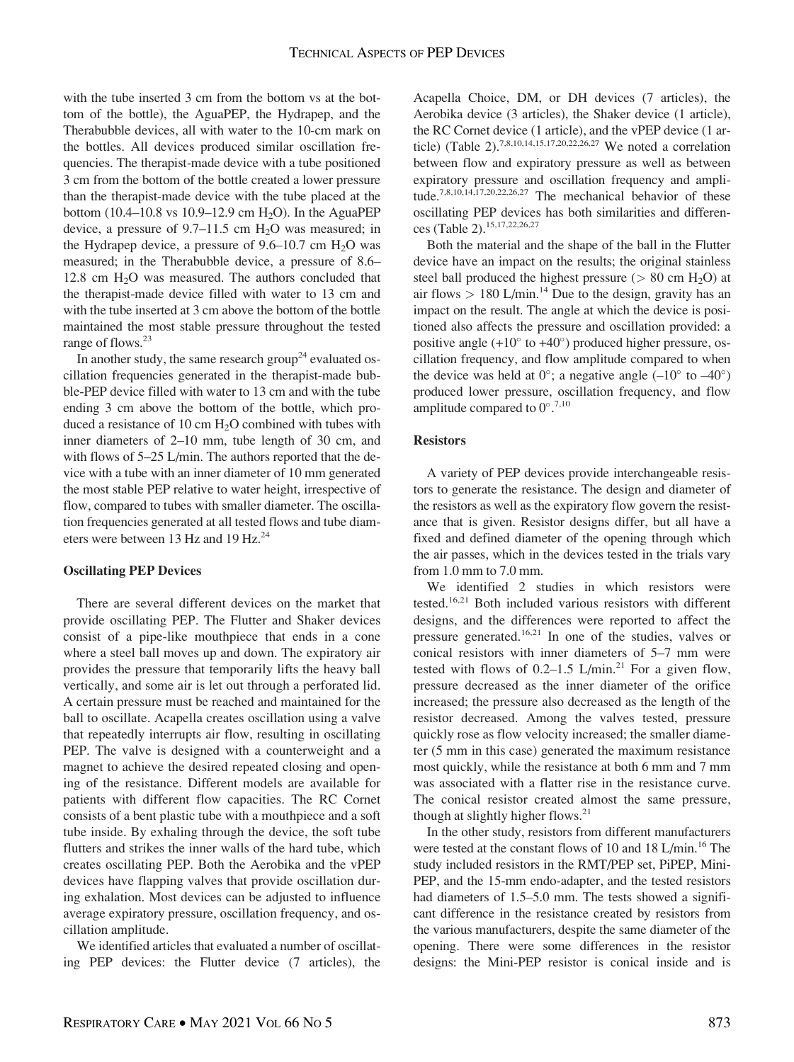with the tube inserted 3 cm from the bottom vs at the bottom of the bottle), the AguaPEP, the Hydrapep, and the Therabubble devices, all with water to the 10-cm mark on the bottles. All devices produced similar oscillation frequencies. The therapist-made device with a tube positioned 3 cm from the bottom of the bottle created a lower pressure than the therapist-made device with the tube placed at the bottom (10.4–10.8 vs 10.9–12.9 cm $H_2O$). In the AguaPEP device, a pressure of 9.7–11.5 cm $H_2O$ was measured; in the Hydrapep device, a pressure of 9.6–10.7 cm $H_2O$ was measured; in the Therabubble device, a pressure of 8.6–12.8 cm $H_2O$ was measured. The authors concluded that the therapist-made device filled with water to 13 cm and with the tube inserted at 3 cm above the bottom of the bottle maintained the most stable pressure throughout the tested range of flows.[23]

In another study, the same research group[24] evaluated oscillation frequencies generated in the therapist-made bubble-PEP device filled with water to 13 cm and with the tube ending 3 cm above the bottom of the bottle, which produced a resistance of 10 cm $H_2O$ combined with tubes with inner diameters of 2–10 mm, tube length of 30 cm, and with flows of 5–25 L/min. The authors reported that the device with a tube with an inner diameter of 10 mm generated the most stable PEP relative to water height, irrespective of flow, compared to tubes with smaller diameter. The oscillation frequencies generated at all tested flows and tube diameters were between 13 Hz and 19 Hz.[24]

### Oscillating PEP Devices

There are several different devices on the market that provide oscillating PEP. The Flutter and Shaker devices consist of a pipe-like mouthpiece that ends in a cone where a steel ball moves up and down. The expiratory air provides the pressure that temporarily lifts the heavy ball vertically, and some air is let out through a perforated lid. A certain pressure must be reached and maintained for the ball to oscillate. Acapella creates oscillation using a valve that repeatedly interrupts air flow, resulting in oscillating PEP. The valve is designed with a counterweight and a magnet to achieve the desired repeated closing and opening of the resistance. Different models are available for patients with different flow capacities. The RC Cornet consists of a bent plastic tube with a mouthpiece and a soft tube inside. By exhaling through the device, the soft tube flutters and strikes the inner walls of the hard tube, which creates oscillating PEP. Both the Aerobika and the vPEP devices have flapping valves that provide oscillation during exhalation. Most devices can be adjusted to influence average expiratory pressure, oscillation frequency, and oscillation amplitude.

We identified articles that evaluated a number of oscillating PEP devices: the Flutter device (7 articles), the Acapella Choice, DM, or DH devices (7 articles), the Aerobika device (3 articles), the Shaker device (1 article), the RC Cornet device (1 article), and the vPEP device (1 article) (Table 2).[7,8,10,14,15,17,20,22,26,27] We noted a correlation between flow and expiratory pressure as well as between expiratory pressure and oscillation frequency and amplitude.[7,8,10,14,17,20,22,26,27] The mechanical behavior of these oscillating PEP devices has both similarities and differences (Table 2).[15,17,22,26,27]

Both the material and the shape of the ball in the Flutter device have an impact on the results; the original stainless steel ball produced the highest pressure (> 80 cm $H_2O$) at air flows > 180 L/min.[14] Due to the design, gravity has an impact on the result. The angle at which the device is positioned also affects the pressure and oscillation provided: a positive angle (+10° to +40°) produced higher pressure, oscillation frequency, and flow amplitude compared to when the device was held at 0°; a negative angle (–10° to –40°) produced lower pressure, oscillation frequency, and flow amplitude compared to 0°.[7,10]

### Resistors

A variety of PEP devices provide interchangeable resistors to generate the resistance. The design and diameter of the resistors as well as the expiratory flow govern the resistance that is given. Resistor designs differ, but all have a fixed and defined diameter of the opening through which the air passes, which in the devices tested in the trials vary from 1.0 mm to 7.0 mm.

We identified 2 studies in which resistors were tested.[16,21] Both included various resistors with different designs, and the differences were reported to affect the pressure generated.[16,21] In one of the studies, valves or conical resistors with inner diameters of 5–7 mm were tested with flows of 0.2–1.5 L/min.[21] For a given flow, pressure decreased as the inner diameter of the orifice increased; the pressure also decreased as the length of the resistor decreased. Among the valves tested, pressure quickly rose as flow velocity increased; the smaller diameter (5 mm in this case) generated the maximum resistance most quickly, while the resistance at both 6 mm and 7 mm was associated with a flatter rise in the resistance curve. The conical resistor created almost the same pressure, though at slightly higher flows.[21]

In the other study, resistors from different manufacturers were tested at the constant flows of 10 and 18 L/min.[16] The study included resistors in the RMT/PEP set, PiPEP, Mini-PEP, and the 15-mm endo-adapter, and the tested resistors had diameters of 1.5–5.0 mm. The tests showed a significant difference in the resistance created by resistors from the various manufacturers, despite the same diameter of the opening. There were some differences in the resistor designs: the Mini-PEP resistor is conical inside and is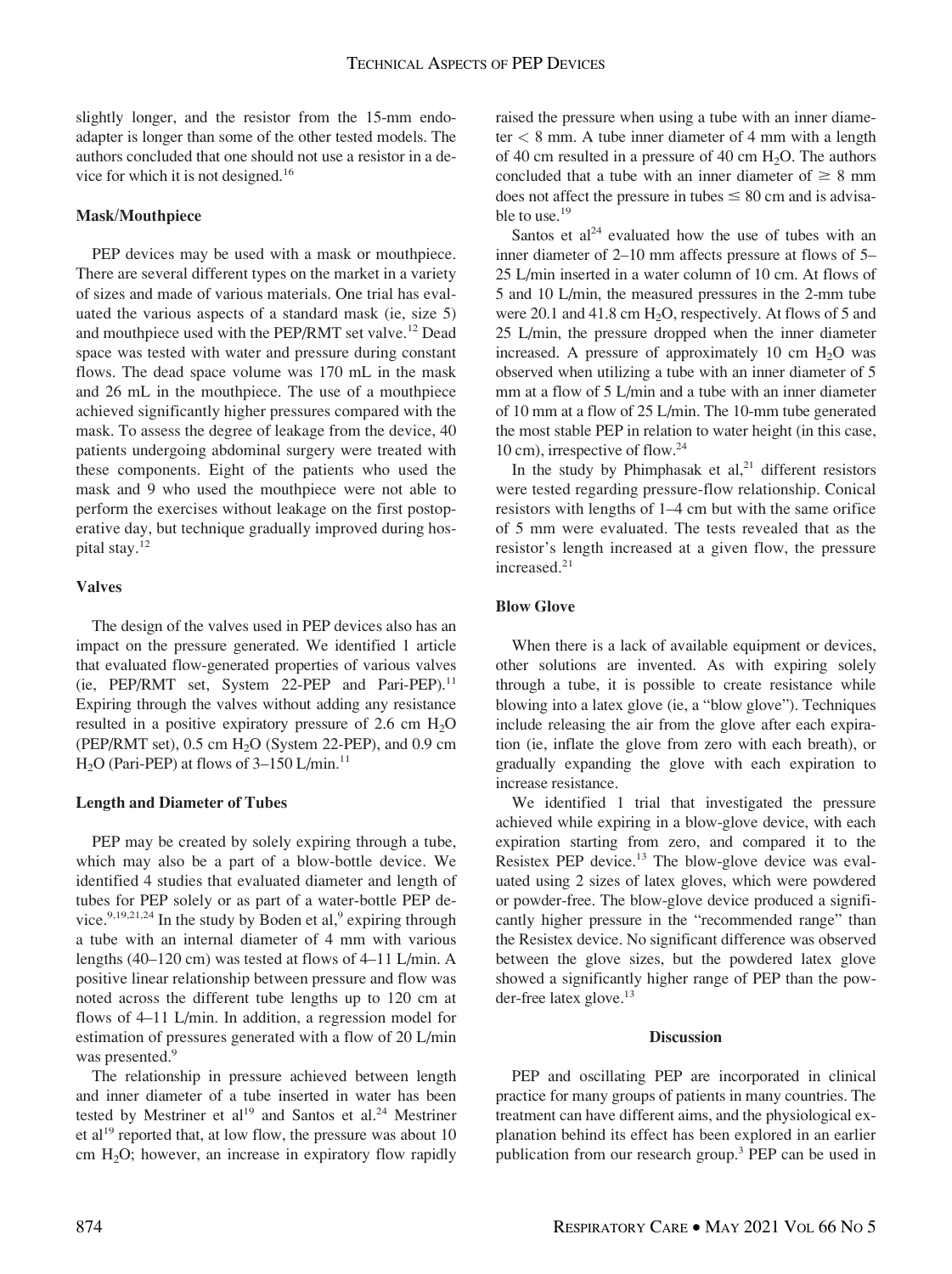slightly longer, and the resistor from the 15-mm endo-adapter is longer than some of the other tested models. The authors concluded that one should not use a resistor in a device for which it is not designed.[16]

### Mask/Mouthpiece

PEP devices may be used with a mask or mouthpiece. There are several different types on the market in a variety of sizes and made of various materials. One trial has evaluated the various aspects of a standard mask (ie, size 5) and mouthpiece used with the PEP/RMT set valve.[12] Dead space was tested with water and pressure during constant flows. The dead space volume was 170 mL in the mask and 26 mL in the mouthpiece. The use of a mouthpiece achieved significantly higher pressures compared with the mask. To assess the degree of leakage from the device, 40 patients undergoing abdominal surgery were treated with these components. Eight of the patients who used the mask and 9 who used the mouthpiece were not able to perform the exercises without leakage on the first postoperative day, but technique gradually improved during hospital stay.[12]

### Valves

The design of the valves used in PEP devices also has an impact on the pressure generated. We identified 1 article that evaluated flow-generated properties of various valves (ie, PEP/RMT set, System 22-PEP and Pari-PEP).[11] Expiring through the valves without adding any resistance resulted in a positive expiratory pressure of 2.6 cm $H_2O$ (PEP/RMT set), 0.5 cm $H_2O$ (System 22-PEP), and 0.9 cm $H_2O$ (Pari-PEP) at flows of 3–150 L/min.[11]

### Length and Diameter of Tubes

PEP may be created by solely expiring through a tube, which may also be a part of a blow-bottle device. We identified 4 studies that evaluated diameter and length of tubes for PEP solely or as part of a water-bottle PEP device.[9,19,21,24] In the study by Boden et al,[9] expiring through a tube with an internal diameter of 4 mm with various lengths (40–120 cm) was tested at flows of 4–11 L/min. A positive linear relationship between pressure and flow was noted across the different tube lengths up to 120 cm at flows of 4–11 L/min. In addition, a regression model for estimation of pressures generated with a flow of 20 L/min was presented.[9]

The relationship in pressure achieved between length and inner diameter of a tube inserted in water has been tested by Mestriner et al[19] and Santos et al.[24] Mestriner et al[19] reported that, at low flow, the pressure was about 10 cm $H_2O$; however, an increase in expiratory flow rapidly raised the pressure when using a tube with an inner diameter $< 8$ mm. A tube inner diameter of 4 mm with a length of 40 cm resulted in a pressure of 40 cm $H_2O$. The authors concluded that a tube with an inner diameter of $\geq 8$ mm does not affect the pressure in tubes $\leq 80$ cm and is advisable to use.[19]

Santos et al[24] evaluated how the use of tubes with an inner diameter of 2–10 mm affects pressure at flows of 5–25 L/min inserted in a water column of 10 cm. At flows of 5 and 10 L/min, the measured pressures in the 2-mm tube were 20.1 and 41.8 cm $H_2O$, respectively. At flows of 5 and 25 L/min, the pressure dropped when the inner diameter increased. A pressure of approximately 10 cm $H_2O$ was observed when utilizing a tube with an inner diameter of 5 mm at a flow of 5 L/min and a tube with an inner diameter of 10 mm at a flow of 25 L/min. The 10-mm tube generated the most stable PEP in relation to water height (in this case, 10 cm), irrespective of flow.[24]

In the study by Phimphasak et al,[21] different resistors were tested regarding pressure-flow relationship. Conical resistors with lengths of 1–4 cm but with the same orifice of 5 mm were evaluated. The tests revealed that as the resistor's length increased at a given flow, the pressure increased.[21]

### Blow Glove

When there is a lack of available equipment or devices, other solutions are invented. As with expiring solely through a tube, it is possible to create resistance while blowing into a latex glove (ie, a "blow glove"). Techniques include releasing the air from the glove after each expiration (ie, inflate the glove from zero with each breath), or gradually expanding the glove with each expiration to increase resistance.

We identified 1 trial that investigated the pressure achieved while expiring in a blow-glove device, with each expiration starting from zero, and compared it to the Resistex PEP device.[13] The blow-glove device was evaluated using 2 sizes of latex gloves, which were powdered or powder-free. The blow-glove device produced a significantly higher pressure in the "recommended range" than the Resistex device. No significant difference was observed between the glove sizes, but the powdered latex glove showed a significantly higher range of PEP than the powder-free latex glove.[13]

## Discussion

PEP and oscillating PEP are incorporated in clinical practice for many groups of patients in many countries. The treatment can have different aims, and the physiological explanation behind its effect has been explored in an earlier publication from our research group.[3] PEP can be used in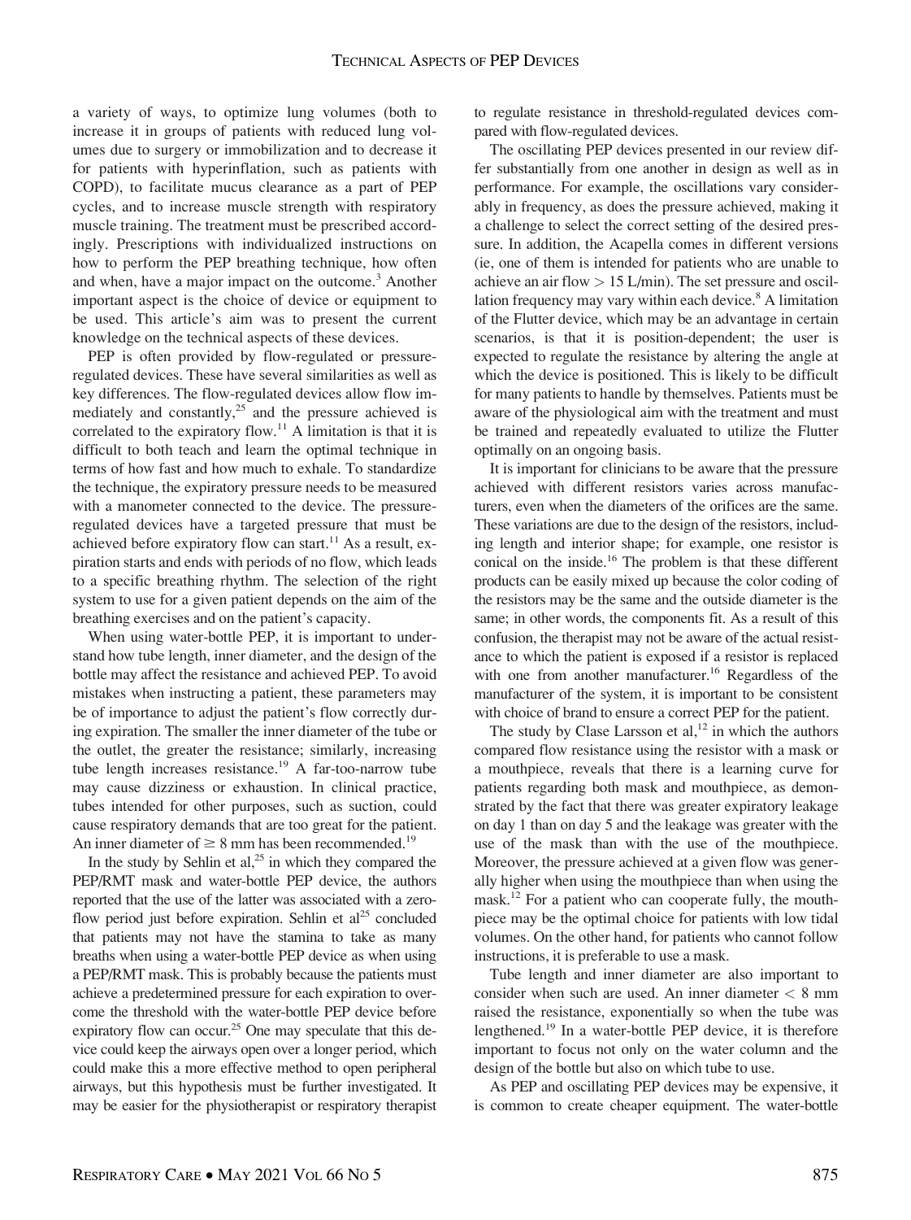a variety of ways, to optimize lung volumes (both to increase it in groups of patients with reduced lung volumes due to surgery or immobilization and to decrease it for patients with hyperinflation, such as patients with COPD), to facilitate mucus clearance as a part of PEP cycles, and to increase muscle strength with respiratory muscle training. The treatment must be prescribed accordingly. Prescriptions with individualized instructions on how to perform the PEP breathing technique, how often and when, have a major impact on the outcome.[3] Another important aspect is the choice of device or equipment to be used. This article's aim was to present the current knowledge on the technical aspects of these devices.

PEP is often provided by flow-regulated or pressure-regulated devices. These have several similarities as well as key differences. The flow-regulated devices allow flow immediately and constantly,[25] and the pressure achieved is correlated to the expiratory flow.[11] A limitation is that it is difficult to both teach and learn the optimal technique in terms of how fast and how much to exhale. To standardize the technique, the expiratory pressure needs to be measured with a manometer connected to the device. The pressure-regulated devices have a targeted pressure that must be achieved before expiratory flow can start.[11] As a result, expiration starts and ends with periods of no flow, which leads to a specific breathing rhythm. The selection of the right system to use for a given patient depends on the aim of the breathing exercises and on the patient's capacity.

When using water-bottle PEP, it is important to understand how tube length, inner diameter, and the design of the bottle may affect the resistance and achieved PEP. To avoid mistakes when instructing a patient, these parameters may be of importance to adjust the patient's flow correctly during expiration. The smaller the inner diameter of the tube or the outlet, the greater the resistance; similarly, increasing tube length increases resistance.[19] A far-too-narrow tube may cause dizziness or exhaustion. In clinical practice, tubes intended for other purposes, such as suction, could cause respiratory demands that are too great for the patient. An inner diameter of $\geq$ 8 mm has been recommended.[19]

In the study by Sehlin et al,[25] in which they compared the PEP/RMT mask and water-bottle PEP device, the authors reported that the use of the latter was associated with a zero-flow period just before expiration. Sehlin et al[25] concluded that patients may not have the stamina to take as many breaths when using a water-bottle PEP device as when using a PEP/RMT mask. This is probably because the patients must achieve a predetermined pressure for each expiration to overcome the threshold with the water-bottle PEP device before expiratory flow can occur.[25] One may speculate that this device could keep the airways open over a longer period, which could make this a more effective method to open peripheral airways, but this hypothesis must be further investigated. It may be easier for the physiotherapist or respiratory therapist to regulate resistance in threshold-regulated devices compared with flow-regulated devices.

The oscillating PEP devices presented in our review differ substantially from one another in design as well as in performance. For example, the oscillations vary considerably in frequency, as does the pressure achieved, making it a challenge to select the correct setting of the desired pressure. In addition, the Acapella comes in different versions (ie, one of them is intended for patients who are unable to achieve an air flow > 15 L/min). The set pressure and oscillation frequency may vary within each device.[8] A limitation of the Flutter device, which may be an advantage in certain scenarios, is that it is position-dependent; the user is expected to regulate the resistance by altering the angle at which the device is positioned. This is likely to be difficult for many patients to handle by themselves. Patients must be aware of the physiological aim with the treatment and must be trained and repeatedly evaluated to utilize the Flutter optimally on an ongoing basis.

It is important for clinicians to be aware that the pressure achieved with different resistors varies across manufacturers, even when the diameters of the orifices are the same. These variations are due to the design of the resistors, including length and interior shape; for example, one resistor is conical on the inside.[16] The problem is that these different products can be easily mixed up because the color coding of the resistors may be the same and the outside diameter is the same; in other words, the components fit. As a result of this confusion, the therapist may not be aware of the actual resistance to which the patient is exposed if a resistor is replaced with one from another manufacturer.[16] Regardless of the manufacturer of the system, it is important to be consistent with choice of brand to ensure a correct PEP for the patient.

The study by Clase Larsson et al,[12] in which the authors compared flow resistance using the resistor with a mask or a mouthpiece, reveals that there is a learning curve for patients regarding both mask and mouthpiece, as demonstrated by the fact that there was greater expiratory leakage on day 1 than on day 5 and the leakage was greater with the use of the mask than with the use of the mouthpiece. Moreover, the pressure achieved at a given flow was generally higher when using the mouthpiece than when using the mask.[12] For a patient who can cooperate fully, the mouthpiece may be the optimal choice for patients with low tidal volumes. On the other hand, for patients who cannot follow instructions, it is preferable to use a mask.

Tube length and inner diameter are also important to consider when such are used. An inner diameter < 8 mm raised the resistance, exponentially so when the tube was lengthened.[19] In a water-bottle PEP device, it is therefore important to focus not only on the water column and the design of the bottle but also on which tube to use.

As PEP and oscillating PEP devices may be expensive, it is common to create cheaper equipment. The water-bottle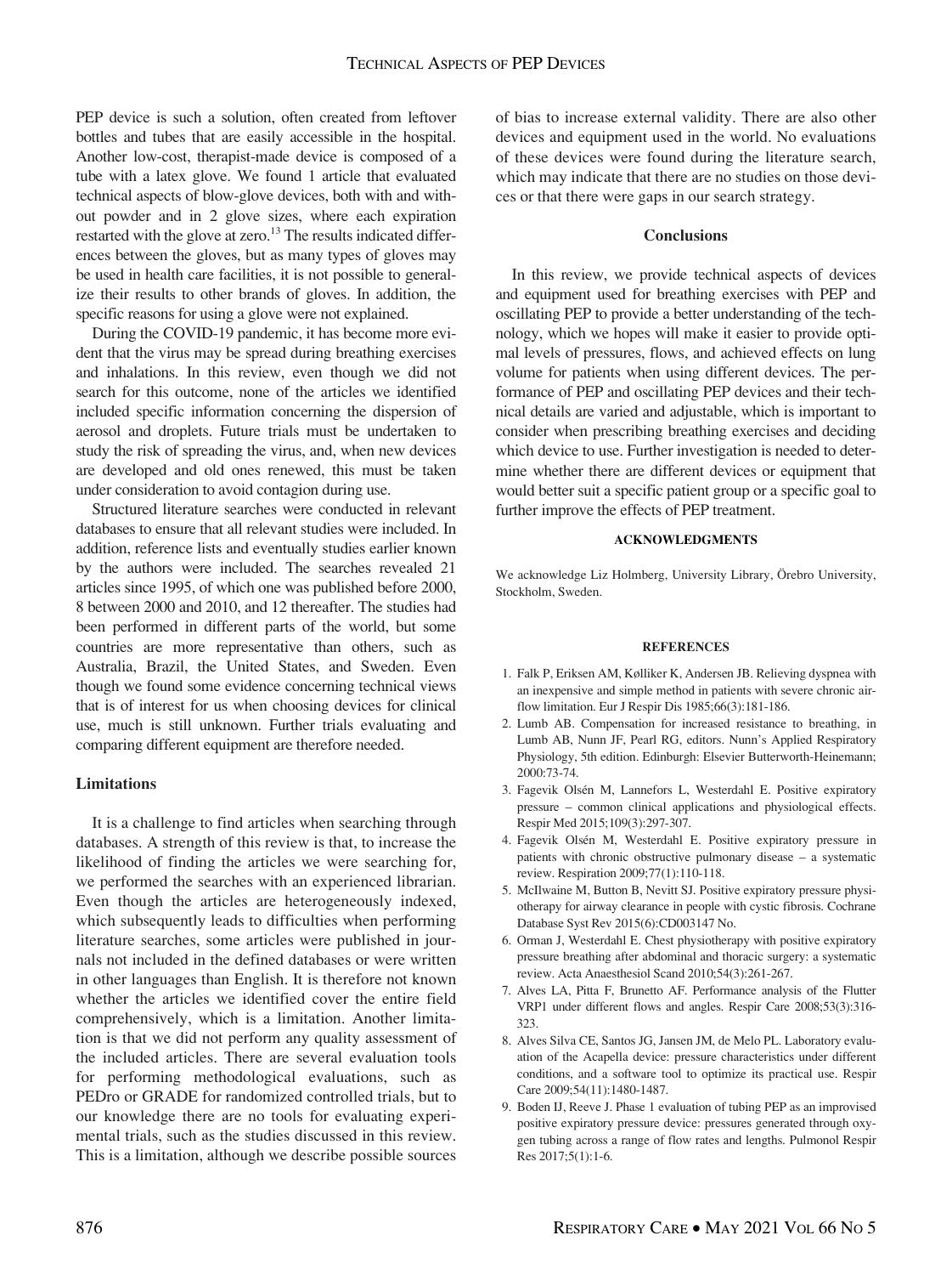PEP device is such a solution, often created from leftover bottles and tubes that are easily accessible in the hospital. Another low-cost, therapist-made device is composed of a tube with a latex glove. We found 1 article that evaluated technical aspects of blow-glove devices, both with and without powder and in 2 glove sizes, where each expiration restarted with the glove at zero.[13] The results indicated differences between the gloves, but as many types of gloves may be used in health care facilities, it is not possible to generalize their results to other brands of gloves. In addition, the specific reasons for using a glove were not explained.

During the COVID-19 pandemic, it has become more evident that the virus may be spread during breathing exercises and inhalations. In this review, even though we did not search for this outcome, none of the articles we identified included specific information concerning the dispersion of aerosol and droplets. Future trials must be undertaken to study the risk of spreading the virus, and, when new devices are developed and old ones renewed, this must be taken under consideration to avoid contagion during use.

Structured literature searches were conducted in relevant databases to ensure that all relevant studies were included. In addition, reference lists and eventually studies earlier known by the authors were included. The searches revealed 21 articles since 1995, of which one was published before 2000, 8 between 2000 and 2010, and 12 thereafter. The studies had been performed in different parts of the world, but some countries are more representative than others, such as Australia, Brazil, the United States, and Sweden. Even though we found some evidence concerning technical views that is of interest for us when choosing devices for clinical use, much is still unknown. Further trials evaluating and comparing different equipment are therefore needed.

### Limitations

It is a challenge to find articles when searching through databases. A strength of this review is that, to increase the likelihood of finding the articles we were searching for, we performed the searches with an experienced librarian. Even though the articles are heterogeneously indexed, which subsequently leads to difficulties when performing literature searches, some articles were published in journals not included in the defined databases or were written in other languages than English. It is therefore not known whether the articles we identified cover the entire field comprehensively, which is a limitation. Another limitation is that we did not perform any quality assessment of the included articles. There are several evaluation tools for performing methodological evaluations, such as PEDro or GRADE for randomized controlled trials, but to our knowledge there are no tools for evaluating experimental trials, such as the studies discussed in this review. This is a limitation, although we describe possible sources of bias to increase external validity. There are also other devices and equipment used in the world. No evaluations of these devices were found during the literature search, which may indicate that there are no studies on those devices or that there were gaps in our search strategy.

## Conclusions

In this review, we provide technical aspects of devices and equipment used for breathing exercises with PEP and oscillating PEP to provide a better understanding of the technology, which we hopes will make it easier to provide optimal levels of pressures, flows, and achieved effects on lung volume for patients when using different devices. The performance of PEP and oscillating PEP devices and their technical details are varied and adjustable, which is important to consider when prescribing breathing exercises and deciding which device to use. Further investigation is needed to determine whether there are different devices or equipment that would better suit a specific patient group or a specific goal to further improve the effects of PEP treatment.

#### ACKNOWLEDGMENTS

We acknowledge Liz Holmberg, University Library, Örebro University, Stockholm, Sweden.

#### REFERENCES

1. Falk P, Eriksen AM, Kølliker K, Andersen JB. Relieving dyspnea with an inexpensive and simple method in patients with severe chronic airflow limitation. Eur J Respir Dis 1985;66(3):181-186.
2. Lumb AB. Compensation for increased resistance to breathing, in Lumb AB, Nunn JF, Pearl RG, editors. Nunn's Applied Respiratory Physiology, 5th edition. Edinburgh: Elsevier Butterworth-Heinemann; 2000:73-74.
3. Fagevik Olsén M, Lannefors L, Westerdahl E. Positive expiratory pressure – common clinical applications and physiological effects. Respir Med 2015;109(3):297-307.
4. Fagevik Olsén M, Westerdahl E. Positive expiratory pressure in patients with chronic obstructive pulmonary disease – a systematic review. Respiration 2009;77(1):110-118.
5. McIlwaine M, Button B, Nevitt SJ. Positive expiratory pressure physiotherapy for airway clearance in people with cystic fibrosis. Cochrane Database Syst Rev 2015(6):CD003147 No.
6. Orman J, Westerdahl E. Chest physiotherapy with positive expiratory pressure breathing after abdominal and thoracic surgery: a systematic review. Acta Anaesthesiol Scand 2010;54(3):261-267.
7. Alves LA, Pitta F, Brunetto AF. Performance analysis of the Flutter VRP1 under different flows and angles. Respir Care 2008;53(3):316-323.
8. Alves Silva CE, Santos JG, Jansen JM, de Melo PL. Laboratory evaluation of the Acapella device: pressure characteristics under different conditions, and a software tool to optimize its practical use. Respir Care 2009;54(11):1480-1487.
9. Boden IJ, Reeve J. Phase 1 evaluation of tubing PEP as an improvised positive expiratory pressure device: pressures generated through oxygen tubing across a range of flow rates and lengths. Pulmonol Respir Res 2017;5(1):1-6.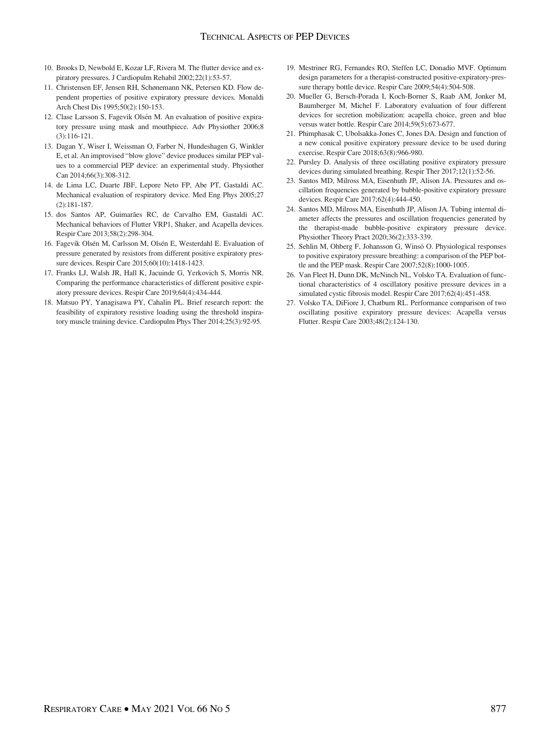10. Brooks D, Newbold E, Kozar LF, Rivera M. The flutter device and expiratory pressures. J Cardiopulm Rehabil 2002;22(1):53-57.
11. Christensen EF, Jensen RH, Schønemann NK, Petersen KD. Flow dependent properties of positive expiratory pressure devices. Monaldi Arch Chest Dis 1995;50(2):150-153.
12. Clase Larsson S, Fagevik Olsén M. An evaluation of positive expiratory pressure using mask and mouthpiece. Adv Physiother 2006;8(3):116-121.
13. Dagan Y, Wiser I, Weissman O, Farber N, Hundeshagen G, Winkler E, et al. An improvised "blow glove" device produces similar PEP values to a commercial PEP device: an experimental study. Physiother Can 2014;66(3):308-312.
14. de Lima LC, Duarte JBF, Lepore Neto FP, Abe PT, Gastaldi AC. Mechanical evaluation of respiratory device. Med Eng Phys 2005;27(2):181-187.
15. dos Santos AP, Guimarães RC, de Carvalho EM, Gastaldi AC. Mechanical behaviors of Flutter VRP1, Shaker, and Acapella devices. Respir Care 2013;58(2):298-304.
16. Fagevik Olsén M, Carlsson M, Olsén E, Westerdahl E. Evaluation of pressure generated by resistors from different positive expiratory pressure devices. Respir Care 2015;60(10):1418-1423.
17. Franks LJ, Walsh JR, Hall K, Jacuinde G, Yerkovich S, Morris NR. Comparing the performance characteristics of different positive expiratory pressure devices. Respir Care 2019;64(4):434-444.
18. Matsuo PY, Yanagisawa PY, Cahalin PL. Brief research report: the feasibility of expiratory resistive loading using the threshold inspiratory muscle training device. Cardiopulm Phys Ther 2014;25(3):92-95.
19. Mestriner RG, Fernandes RO, Steffen LC, Donadio MVF. Optimum design parameters for a therapist-constructed positive-expiratory-pressure therapy bottle device. Respir Care 2009;54(4):504-508.
20. Mueller G, Bersch-Porada I, Koch-Borner S, Raab AM, Jonker M, Baumberger M, Michel F. Laboratory evaluation of four different devices for secretion mobilization: acapella choice, green and blue versus water bottle. Respir Care 2014;59(5):673-677.
21. Phimphasak C, Ubolsakka-Jones C, Jones DA. Design and function of a new conical positive expiratory pressure device to be used during exercise. Respir Care 2018;63(8):966-980.
22. Pursley D. Analysis of three oscillating positive expiratory pressure devices during simulated breathing. Respir Ther 2017;12(1):52-56.
23. Santos MD, Milross MA, Eisenhuth JP, Alison JA. Pressures and oscillation frequencies generated by bubble-positive expiratory pressure devices. Respir Care 2017;62(4):444-450.
24. Santos MD, Milross MA, Eisenhuth JP, Alison JA. Tubing internal diameter affects the pressures and oscillation frequencies generated by the therapist-made bubble-positive expiratory pressure device. Physiother Theory Pract 2020;36(2):333-339.
25. Sehlin M, Ohberg F, Johansson G, Winsö O. Physiological responses to positive expiratory pressure breathing: a comparison of the PEP bottle and the PEP mask. Respir Care 2007;52(8):1000-1005.
26. Van Fleet H, Dunn DK, McNinch NL, Volsko TA. Evaluation of functional characteristics of 4 oscillatory positive pressure devices in a simulated cystic fibrosis model. Respir Care 2017;62(4):451-458.
27. Volsko TA, DiFiore J, Chatburn RL. Performance comparison of two oscillating positive expiratory pressure devices: Acapella versus Flutter. Respir Care 2003;48(2):124-130.